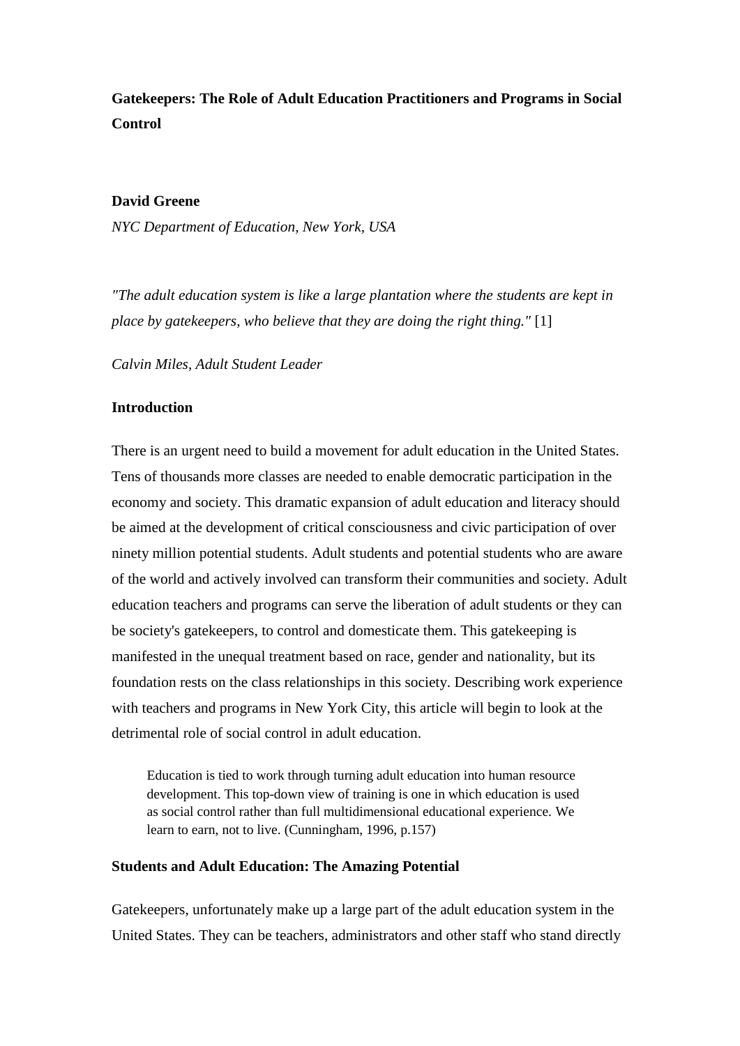# Gatekeepers: The Role of Adult Education Practitioners and Programs in Social Control

**David Greene**

*NYC Department of Education, New York, USA*

*"The adult education system is like a large plantation where the students are kept in place by gatekeepers, who believe that they are doing the right thing."* [1]

*Calvin Miles, Adult Student Leader*

## Introduction

There is an urgent need to build a movement for adult education in the United States. Tens of thousands more classes are needed to enable democratic participation in the economy and society. This dramatic expansion of adult education and literacy should be aimed at the development of critical consciousness and civic participation of over ninety million potential students. Adult students and potential students who are aware of the world and actively involved can transform their communities and society. Adult education teachers and programs can serve the liberation of adult students or they can be society's gatekeepers, to control and domesticate them. This gatekeeping is manifested in the unequal treatment based on race, gender and nationality, but its foundation rests on the class relationships in this society. Describing work experience with teachers and programs in New York City, this article will begin to look at the detrimental role of social control in adult education.

> Education is tied to work through turning adult education into human resource development. This top-down view of training is one in which education is used as social control rather than full multidimensional educational experience. We learn to earn, not to live. (Cunningham, 1996, p.157)

## Students and Adult Education: The Amazing Potential

Gatekeepers, unfortunately make up a large part of the adult education system in the United States. They can be teachers, administrators and other staff who stand directly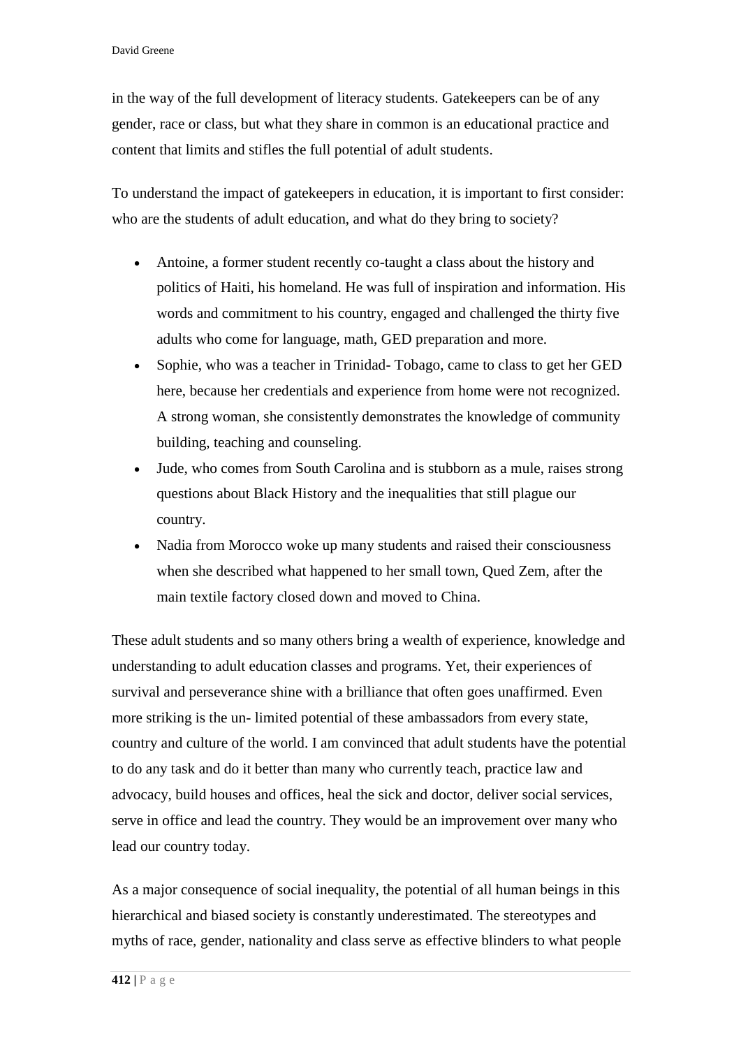in the way of the full development of literacy students. Gatekeepers can be of any gender, race or class, but what they share in common is an educational practice and content that limits and stifles the full potential of adult students.

To understand the impact of gatekeepers in education, it is important to first consider: who are the students of adult education, and what do they bring to society?

- Antoine, a former student recently co-taught a class about the history and politics of Haiti, his homeland. He was full of inspiration and information. His words and commitment to his country, engaged and challenged the thirty five adults who come for language, math, GED preparation and more.
- Sophie, who was a teacher in Trinidad- Tobago, came to class to get her GED here, because her credentials and experience from home were not recognized. A strong woman, she consistently demonstrates the knowledge of community building, teaching and counseling.
- Jude, who comes from South Carolina and is stubborn as a mule, raises strong questions about Black History and the inequalities that still plague our country.
- Nadia from Morocco woke up many students and raised their consciousness when she described what happened to her small town, Qued Zem, after the main textile factory closed down and moved to China.

These adult students and so many others bring a wealth of experience, knowledge and understanding to adult education classes and programs. Yet, their experiences of survival and perseverance shine with a brilliance that often goes unaffirmed. Even more striking is the un- limited potential of these ambassadors from every state, country and culture of the world. I am convinced that adult students have the potential to do any task and do it better than many who currently teach, practice law and advocacy, build houses and offices, heal the sick and doctor, deliver social services, serve in office and lead the country. They would be an improvement over many who lead our country today.

As a major consequence of social inequality, the potential of all human beings in this hierarchical and biased society is constantly underestimated. The stereotypes and myths of race, gender, nationality and class serve as effective blinders to what people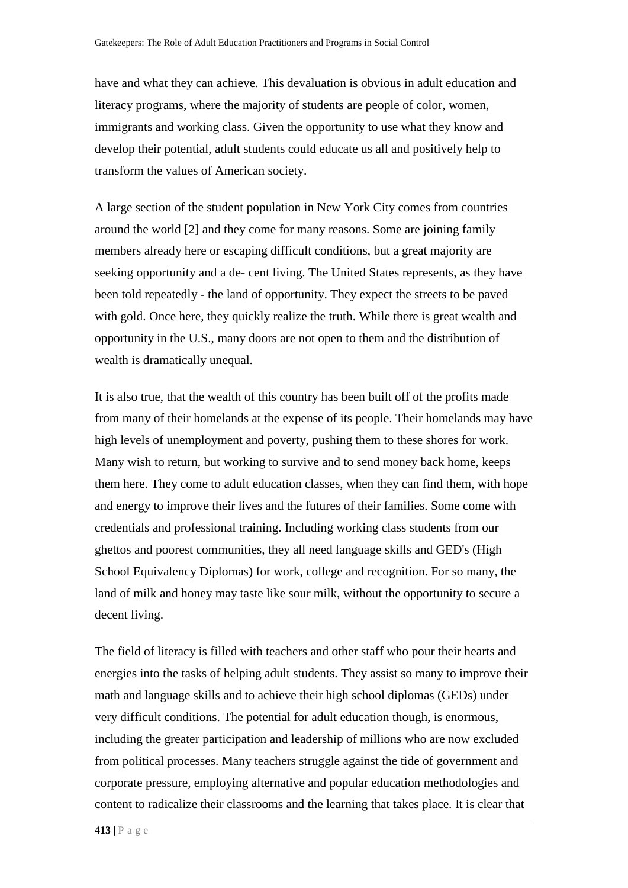have and what they can achieve. This devaluation is obvious in adult education and literacy programs, where the majority of students are people of color, women, immigrants and working class. Given the opportunity to use what they know and develop their potential, adult students could educate us all and positively help to transform the values of American society.

A large section of the student population in New York City comes from countries around the world [2] and they come for many reasons. Some are joining family members already here or escaping difficult conditions, but a great majority are seeking opportunity and a de- cent living. The United States represents, as they have been told repeatedly - the land of opportunity. They expect the streets to be paved with gold. Once here, they quickly realize the truth. While there is great wealth and opportunity in the U.S., many doors are not open to them and the distribution of wealth is dramatically unequal.

It is also true, that the wealth of this country has been built off of the profits made from many of their homelands at the expense of its people. Their homelands may have high levels of unemployment and poverty, pushing them to these shores for work. Many wish to return, but working to survive and to send money back home, keeps them here. They come to adult education classes, when they can find them, with hope and energy to improve their lives and the futures of their families. Some come with credentials and professional training. Including working class students from our ghettos and poorest communities, they all need language skills and GED's (High School Equivalency Diplomas) for work, college and recognition. For so many, the land of milk and honey may taste like sour milk, without the opportunity to secure a decent living.

The field of literacy is filled with teachers and other staff who pour their hearts and energies into the tasks of helping adult students. They assist so many to improve their math and language skills and to achieve their high school diplomas (GEDs) under very difficult conditions. The potential for adult education though, is enormous, including the greater participation and leadership of millions who are now excluded from political processes. Many teachers struggle against the tide of government and corporate pressure, employing alternative and popular education methodologies and content to radicalize their classrooms and the learning that takes place. It is clear that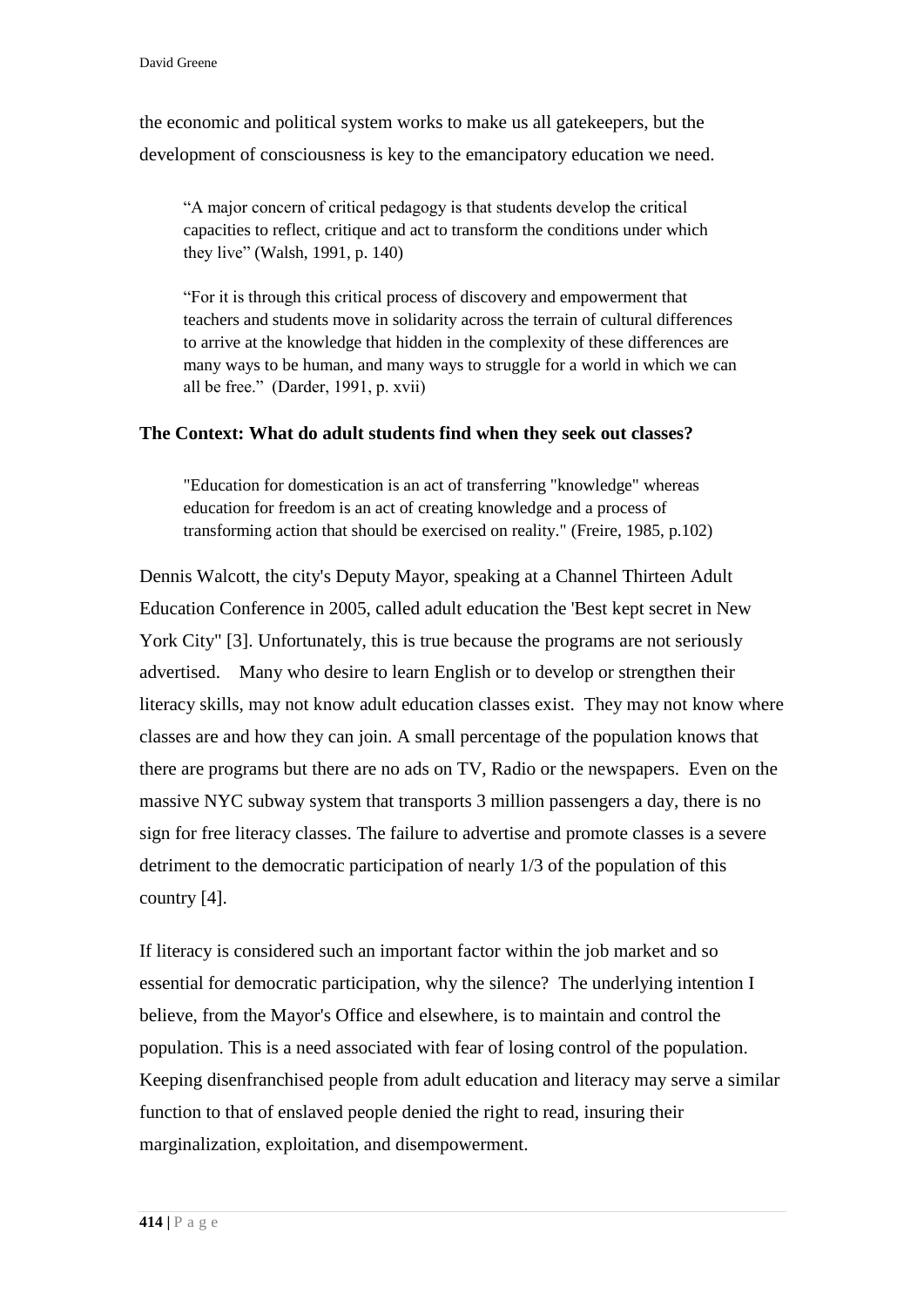the economic and political system works to make us all gatekeepers, but the development of consciousness is key to the emancipatory education we need.

> "A major concern of critical pedagogy is that students develop the critical capacities to reflect, critique and act to transform the conditions under which they live" (Walsh, 1991, p. 140)

> "For it is through this critical process of discovery and empowerment that teachers and students move in solidarity across the terrain of cultural differences to arrive at the knowledge that hidden in the complexity of these differences are many ways to be human, and many ways to struggle for a world in which we can all be free." (Darder, 1991, p. xvii)

**The Context: What do adult students find when they seek out classes?**

> "Education for domestication is an act of transferring "knowledge" whereas education for freedom is an act of creating knowledge and a process of transforming action that should be exercised on reality." (Freire, 1985, p.102)

Dennis Walcott, the city's Deputy Mayor, speaking at a Channel Thirteen Adult Education Conference in 2005, called adult education the 'Best kept secret in New York City" [3]. Unfortunately, this is true because the programs are not seriously advertised. Many who desire to learn English or to develop or strengthen their literacy skills, may not know adult education classes exist. They may not know where classes are and how they can join. A small percentage of the population knows that there are programs but there are no ads on TV, Radio or the newspapers. Even on the massive NYC subway system that transports 3 million passengers a day, there is no sign for free literacy classes. The failure to advertise and promote classes is a severe detriment to the democratic participation of nearly 1/3 of the population of this country [4].

If literacy is considered such an important factor within the job market and so essential for democratic participation, why the silence? The underlying intention I believe, from the Mayor's Office and elsewhere, is to maintain and control the population. This is a need associated with fear of losing control of the population. Keeping disenfranchised people from adult education and literacy may serve a similar function to that of enslaved people denied the right to read, insuring their marginalization, exploitation, and disempowerment.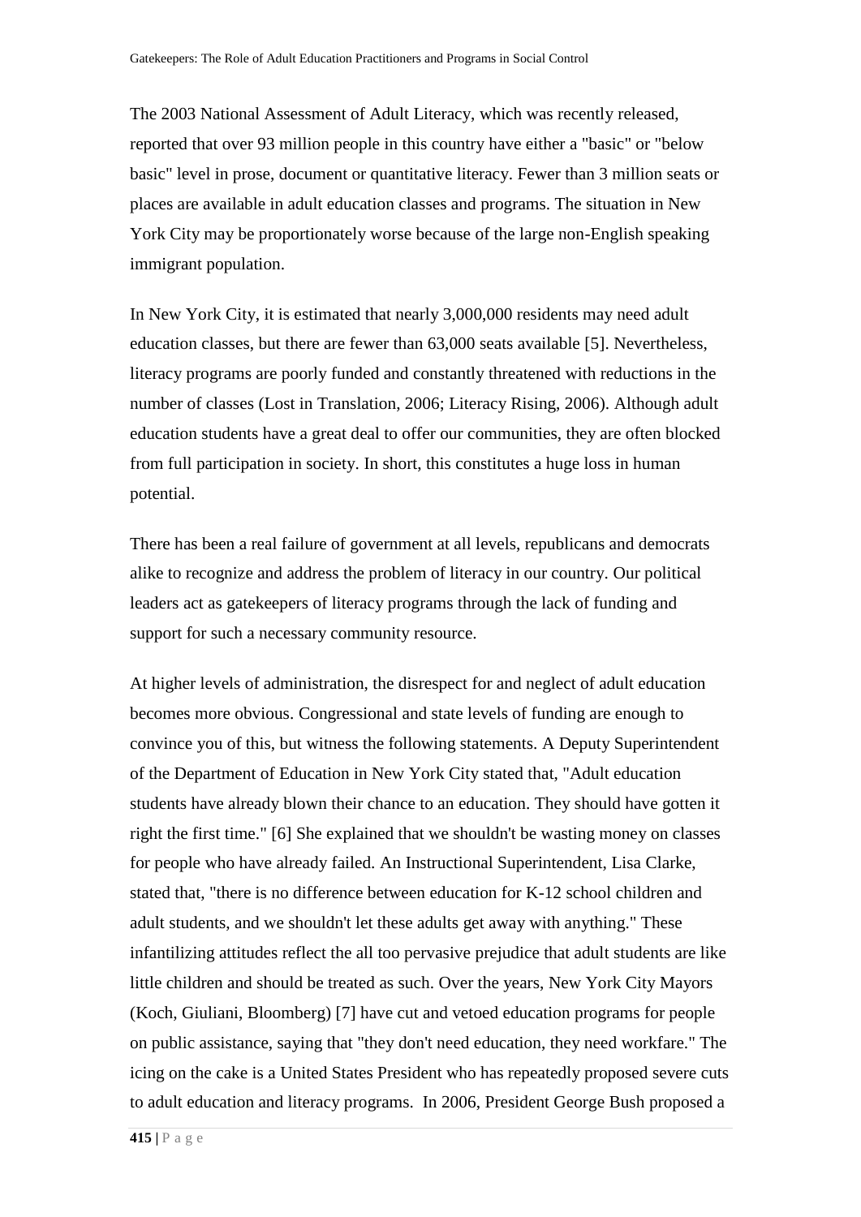The 2003 National Assessment of Adult Literacy, which was recently released, reported that over 93 million people in this country have either a "basic" or "below basic" level in prose, document or quantitative literacy. Fewer than 3 million seats or places are available in adult education classes and programs. The situation in New York City may be proportionately worse because of the large non-English speaking immigrant population.

In New York City, it is estimated that nearly 3,000,000 residents may need adult education classes, but there are fewer than 63,000 seats available [5]. Nevertheless, literacy programs are poorly funded and constantly threatened with reductions in the number of classes (Lost in Translation, 2006; Literacy Rising, 2006). Although adult education students have a great deal to offer our communities, they are often blocked from full participation in society. In short, this constitutes a huge loss in human potential.

There has been a real failure of government at all levels, republicans and democrats alike to recognize and address the problem of literacy in our country. Our political leaders act as gatekeepers of literacy programs through the lack of funding and support for such a necessary community resource.

At higher levels of administration, the disrespect for and neglect of adult education becomes more obvious. Congressional and state levels of funding are enough to convince you of this, but witness the following statements. A Deputy Superintendent of the Department of Education in New York City stated that, "Adult education students have already blown their chance to an education. They should have gotten it right the first time." [6] She explained that we shouldn't be wasting money on classes for people who have already failed. An Instructional Superintendent, Lisa Clarke, stated that, "there is no difference between education for K-12 school children and adult students, and we shouldn't let these adults get away with anything." These infantilizing attitudes reflect the all too pervasive prejudice that adult students are like little children and should be treated as such. Over the years, New York City Mayors (Koch, Giuliani, Bloomberg) [7] have cut and vetoed education programs for people on public assistance, saying that "they don't need education, they need workfare." The icing on the cake is a United States President who has repeatedly proposed severe cuts to adult education and literacy programs. In 2006, President George Bush proposed a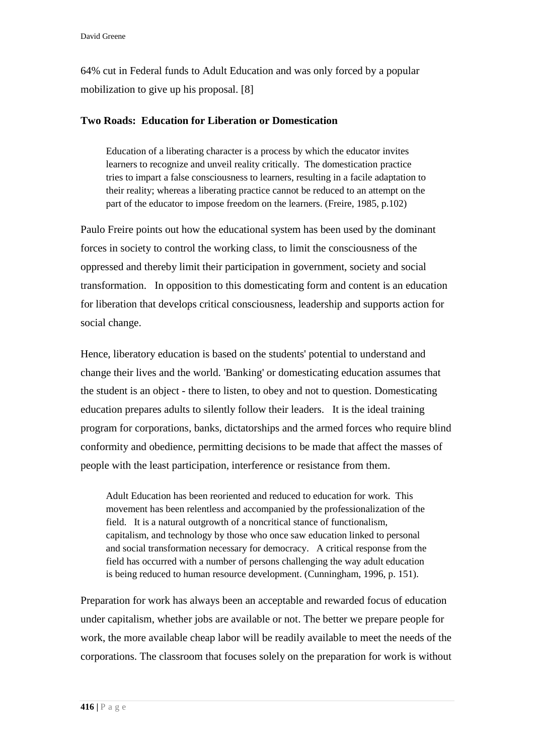64% cut in Federal funds to Adult Education and was only forced by a popular mobilization to give up his proposal. [8]

### Two Roads: Education for Liberation or Domestication

> Education of a liberating character is a process by which the educator invites learners to recognize and unveil reality critically. The domestication practice tries to impart a false consciousness to learners, resulting in a facile adaptation to their reality; whereas a liberating practice cannot be reduced to an attempt on the part of the educator to impose freedom on the learners. (Freire, 1985, p.102)

Paulo Freire points out how the educational system has been used by the dominant forces in society to control the working class, to limit the consciousness of the oppressed and thereby limit their participation in government, society and social transformation. In opposition to this domesticating form and content is an education for liberation that develops critical consciousness, leadership and supports action for social change.

Hence, liberatory education is based on the students' potential to understand and change their lives and the world. 'Banking' or domesticating education assumes that the student is an object - there to listen, to obey and not to question. Domesticating education prepares adults to silently follow their leaders. It is the ideal training program for corporations, banks, dictatorships and the armed forces who require blind conformity and obedience, permitting decisions to be made that affect the masses of people with the least participation, interference or resistance from them.

> Adult Education has been reoriented and reduced to education for work. This movement has been relentless and accompanied by the professionalization of the field. It is a natural outgrowth of a noncritical stance of functionalism, capitalism, and technology by those who once saw education linked to personal and social transformation necessary for democracy. A critical response from the field has occurred with a number of persons challenging the way adult education is being reduced to human resource development. (Cunningham, 1996, p. 151).

Preparation for work has always been an acceptable and rewarded focus of education under capitalism, whether jobs are available or not. The better we prepare people for work, the more available cheap labor will be readily available to meet the needs of the corporations. The classroom that focuses solely on the preparation for work is without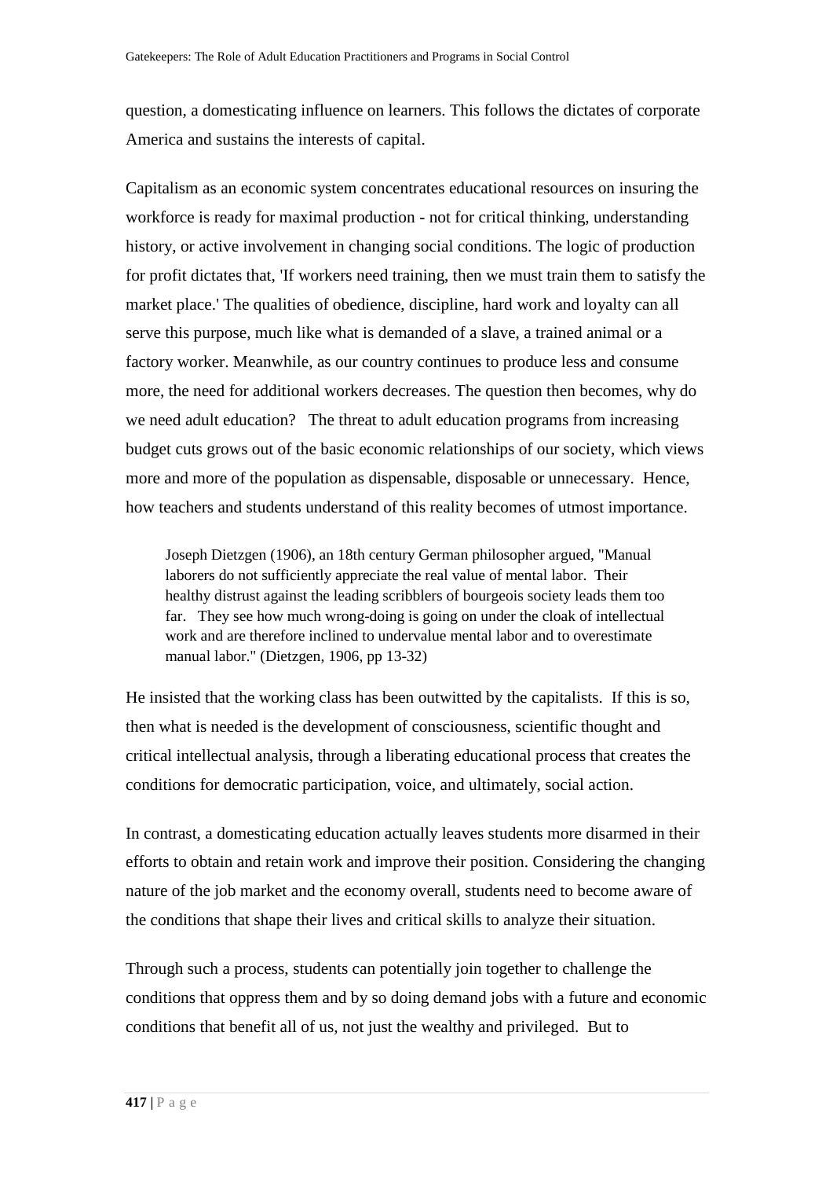question, a domesticating influence on learners. This follows the dictates of corporate America and sustains the interests of capital.

Capitalism as an economic system concentrates educational resources on insuring the workforce is ready for maximal production - not for critical thinking, understanding history, or active involvement in changing social conditions. The logic of production for profit dictates that, 'If workers need training, then we must train them to satisfy the market place.' The qualities of obedience, discipline, hard work and loyalty can all serve this purpose, much like what is demanded of a slave, a trained animal or a factory worker. Meanwhile, as our country continues to produce less and consume more, the need for additional workers decreases. The question then becomes, why do we need adult education? The threat to adult education programs from increasing budget cuts grows out of the basic economic relationships of our society, which views more and more of the population as dispensable, disposable or unnecessary. Hence, how teachers and students understand of this reality becomes of utmost importance.

> Joseph Dietzgen (1906), an 18th century German philosopher argued, "Manual laborers do not sufficiently appreciate the real value of mental labor. Their healthy distrust against the leading scribblers of bourgeois society leads them too far. They see how much wrong-doing is going on under the cloak of intellectual work and are therefore inclined to undervalue mental labor and to overestimate manual labor." (Dietzgen, 1906, pp 13-32)

He insisted that the working class has been outwitted by the capitalists. If this is so, then what is needed is the development of consciousness, scientific thought and critical intellectual analysis, through a liberating educational process that creates the conditions for democratic participation, voice, and ultimately, social action.

In contrast, a domesticating education actually leaves students more disarmed in their efforts to obtain and retain work and improve their position. Considering the changing nature of the job market and the economy overall, students need to become aware of the conditions that shape their lives and critical skills to analyze their situation.

Through such a process, students can potentially join together to challenge the conditions that oppress them and by so doing demand jobs with a future and economic conditions that benefit all of us, not just the wealthy and privileged. But to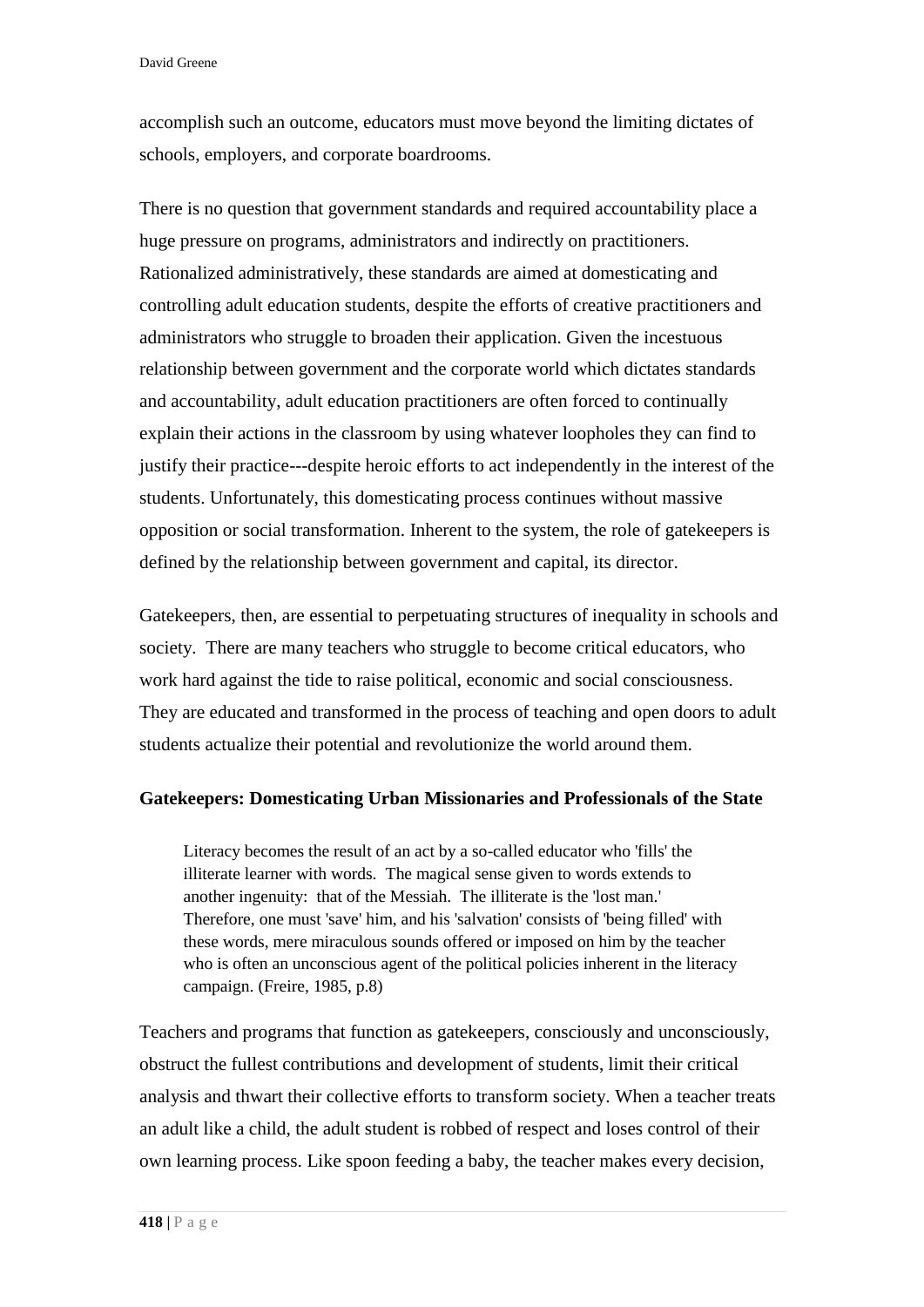accomplish such an outcome, educators must move beyond the limiting dictates of schools, employers, and corporate boardrooms.

There is no question that government standards and required accountability place a huge pressure on programs, administrators and indirectly on practitioners. Rationalized administratively, these standards are aimed at domesticating and controlling adult education students, despite the efforts of creative practitioners and administrators who struggle to broaden their application. Given the incestuous relationship between government and the corporate world which dictates standards and accountability, adult education practitioners are often forced to continually explain their actions in the classroom by using whatever loopholes they can find to justify their practice---despite heroic efforts to act independently in the interest of the students. Unfortunately, this domesticating process continues without massive opposition or social transformation. Inherent to the system, the role of gatekeepers is defined by the relationship between government and capital, its director.

Gatekeepers, then, are essential to perpetuating structures of inequality in schools and society. There are many teachers who struggle to become critical educators, who work hard against the tide to raise political, economic and social consciousness. They are educated and transformed in the process of teaching and open doors to adult students actualize their potential and revolutionize the world around them.

**Gatekeepers: Domesticating Urban Missionaries and Professionals of the State**

> Literacy becomes the result of an act by a so-called educator who 'fills' the illiterate learner with words. The magical sense given to words extends to another ingenuity: that of the Messiah. The illiterate is the 'lost man.' Therefore, one must 'save' him, and his 'salvation' consists of 'being filled' with these words, mere miraculous sounds offered or imposed on him by the teacher who is often an unconscious agent of the political policies inherent in the literacy campaign. (Freire, 1985, p.8)

Teachers and programs that function as gatekeepers, consciously and unconsciously, obstruct the fullest contributions and development of students, limit their critical analysis and thwart their collective efforts to transform society. When a teacher treats an adult like a child, the adult student is robbed of respect and loses control of their own learning process. Like spoon feeding a baby, the teacher makes every decision,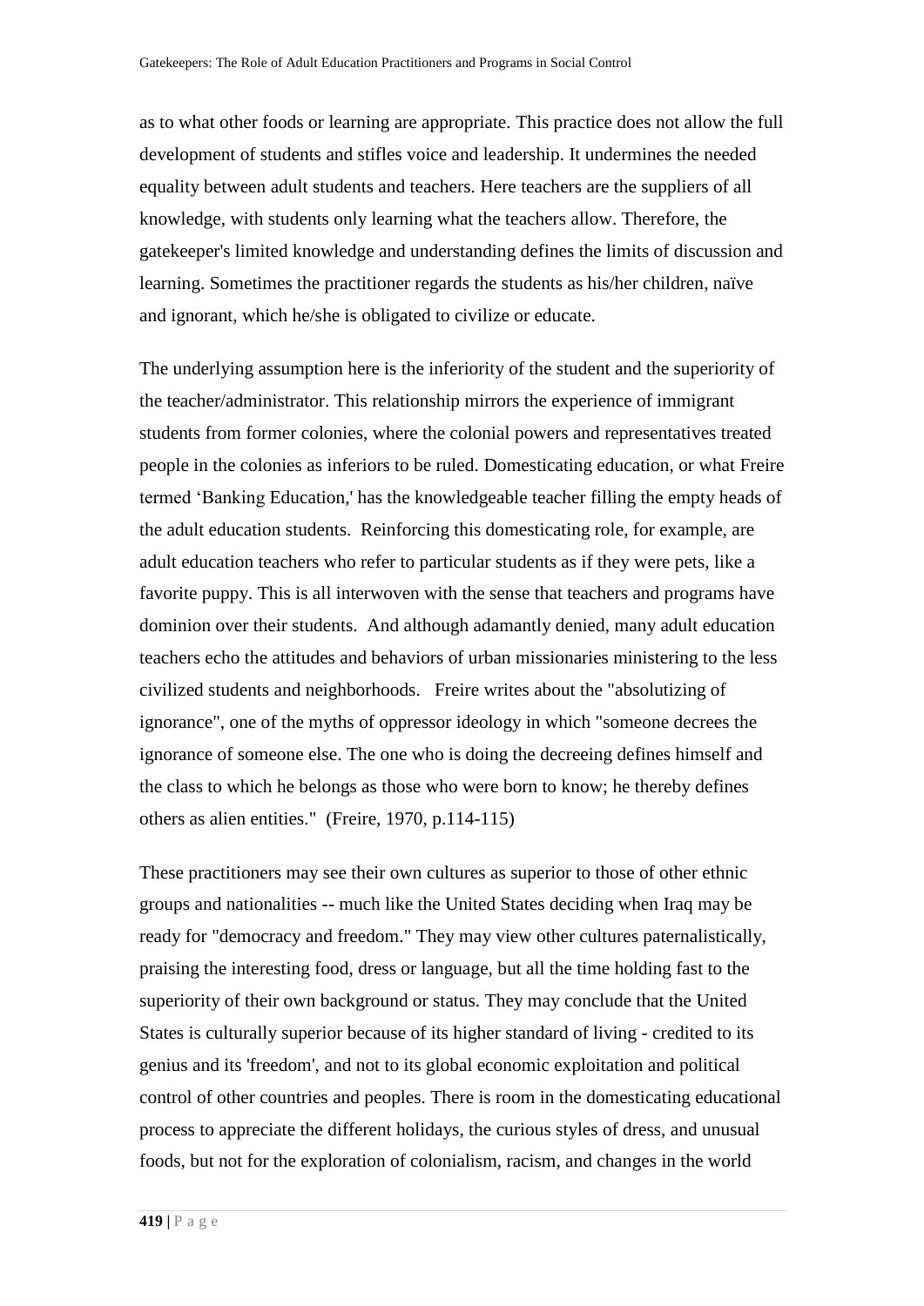as to what other foods or learning are appropriate. This practice does not allow the full development of students and stifles voice and leadership. It undermines the needed equality between adult students and teachers. Here teachers are the suppliers of all knowledge, with students only learning what the teachers allow. Therefore, the gatekeeper's limited knowledge and understanding defines the limits of discussion and learning. Sometimes the practitioner regards the students as his/her children, naïve and ignorant, which he/she is obligated to civilize or educate.

The underlying assumption here is the inferiority of the student and the superiority of the teacher/administrator. This relationship mirrors the experience of immigrant students from former colonies, where the colonial powers and representatives treated people in the colonies as inferiors to be ruled. Domesticating education, or what Freire termed 'Banking Education,' has the knowledgeable teacher filling the empty heads of the adult education students. Reinforcing this domesticating role, for example, are adult education teachers who refer to particular students as if they were pets, like a favorite puppy. This is all interwoven with the sense that teachers and programs have dominion over their students. And although adamantly denied, many adult education teachers echo the attitudes and behaviors of urban missionaries ministering to the less civilized students and neighborhoods. Freire writes about the "absolutizing of ignorance", one of the myths of oppressor ideology in which "someone decrees the ignorance of someone else. The one who is doing the decreeing defines himself and the class to which he belongs as those who were born to know; he thereby defines others as alien entities." (Freire, 1970, p.114-115)

These practitioners may see their own cultures as superior to those of other ethnic groups and nationalities -- much like the United States deciding when Iraq may be ready for "democracy and freedom." They may view other cultures paternalistically, praising the interesting food, dress or language, but all the time holding fast to the superiority of their own background or status. They may conclude that the United States is culturally superior because of its higher standard of living - credited to its genius and its 'freedom', and not to its global economic exploitation and political control of other countries and peoples. There is room in the domesticating educational process to appreciate the different holidays, the curious styles of dress, and unusual foods, but not for the exploration of colonialism, racism, and changes in the world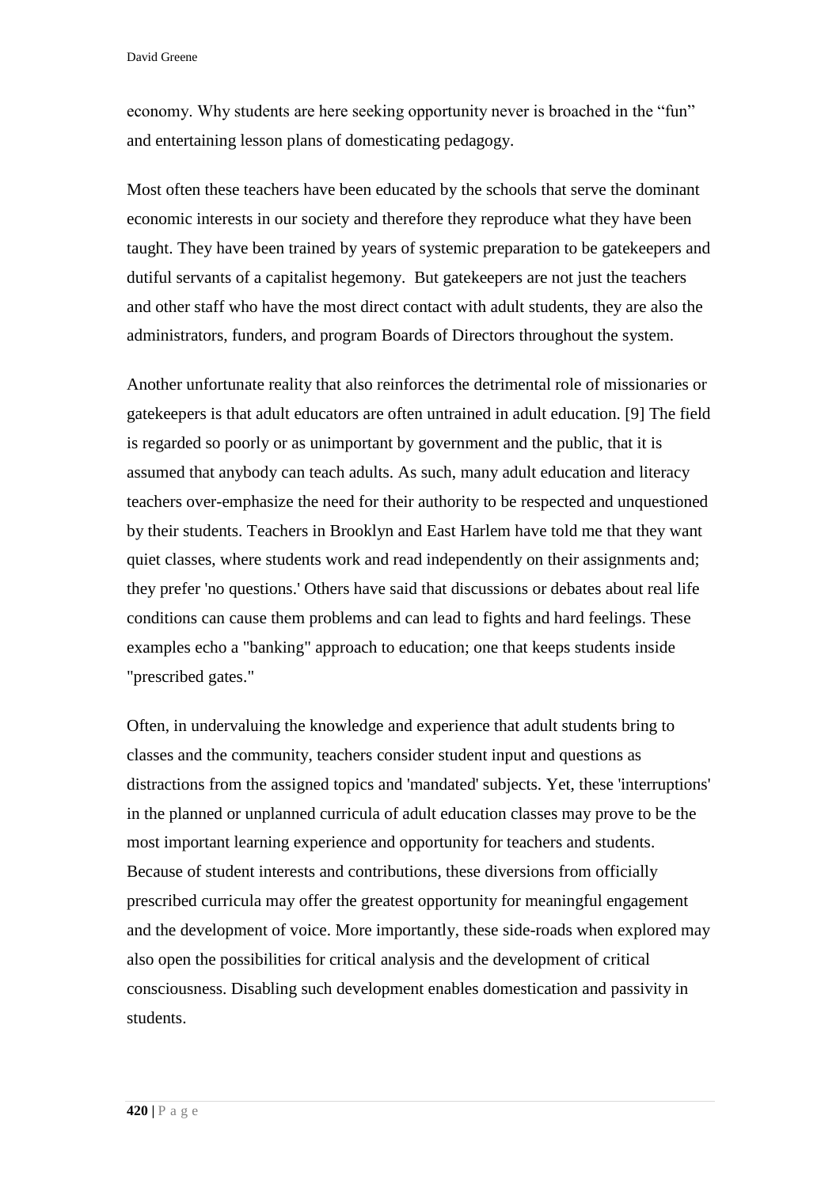economy. Why students are here seeking opportunity never is broached in the "fun" and entertaining lesson plans of domesticating pedagogy.

Most often these teachers have been educated by the schools that serve the dominant economic interests in our society and therefore they reproduce what they have been taught. They have been trained by years of systemic preparation to be gatekeepers and dutiful servants of a capitalist hegemony. But gatekeepers are not just the teachers and other staff who have the most direct contact with adult students, they are also the administrators, funders, and program Boards of Directors throughout the system.

Another unfortunate reality that also reinforces the detrimental role of missionaries or gatekeepers is that adult educators are often untrained in adult education. [9] The field is regarded so poorly or as unimportant by government and the public, that it is assumed that anybody can teach adults. As such, many adult education and literacy teachers over-emphasize the need for their authority to be respected and unquestioned by their students. Teachers in Brooklyn and East Harlem have told me that they want quiet classes, where students work and read independently on their assignments and; they prefer 'no questions.' Others have said that discussions or debates about real life conditions can cause them problems and can lead to fights and hard feelings. These examples echo a "banking" approach to education; one that keeps students inside "prescribed gates."

Often, in undervaluing the knowledge and experience that adult students bring to classes and the community, teachers consider student input and questions as distractions from the assigned topics and 'mandated' subjects. Yet, these 'interruptions' in the planned or unplanned curricula of adult education classes may prove to be the most important learning experience and opportunity for teachers and students. Because of student interests and contributions, these diversions from officially prescribed curricula may offer the greatest opportunity for meaningful engagement and the development of voice. More importantly, these side-roads when explored may also open the possibilities for critical analysis and the development of critical consciousness. Disabling such development enables domestication and passivity in students.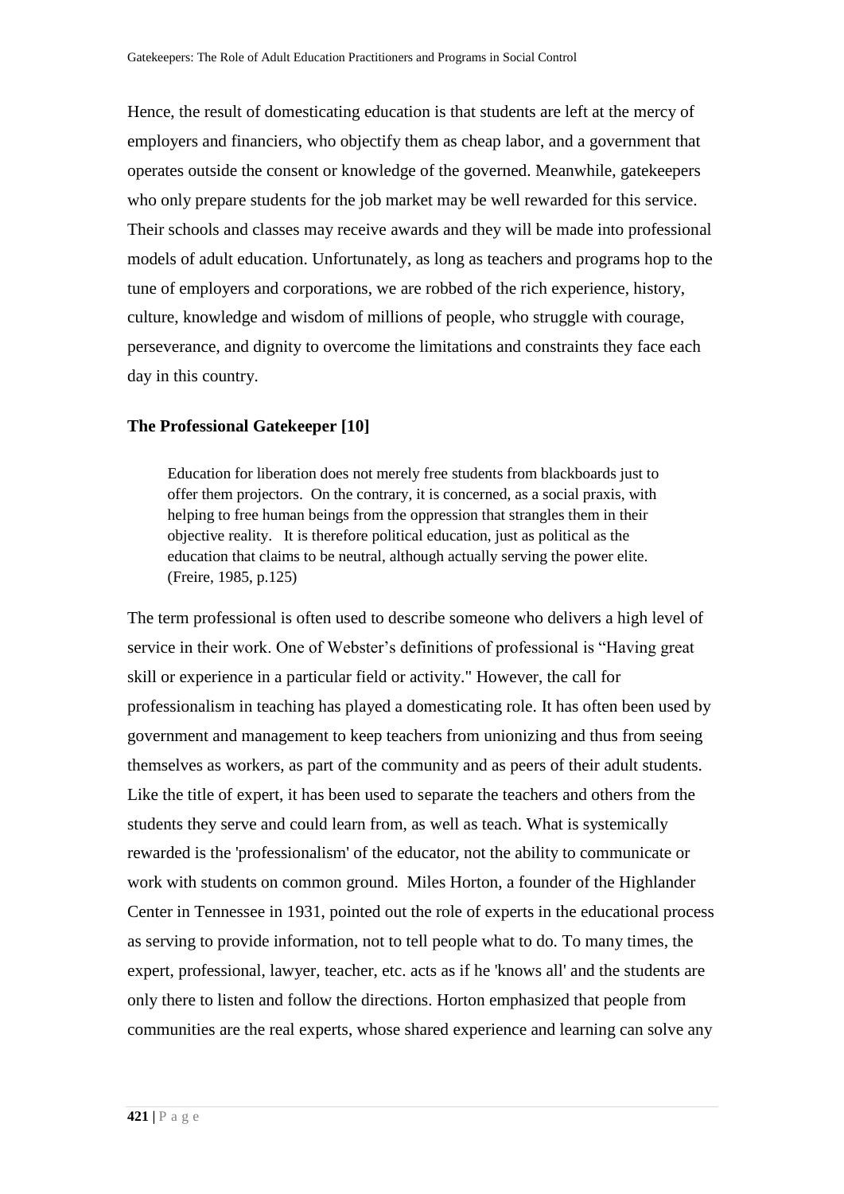Hence, the result of domesticating education is that students are left at the mercy of employers and financiers, who objectify them as cheap labor, and a government that operates outside the consent or knowledge of the governed. Meanwhile, gatekeepers who only prepare students for the job market may be well rewarded for this service. Their schools and classes may receive awards and they will be made into professional models of adult education. Unfortunately, as long as teachers and programs hop to the tune of employers and corporations, we are robbed of the rich experience, history, culture, knowledge and wisdom of millions of people, who struggle with courage, perseverance, and dignity to overcome the limitations and constraints they face each day in this country.

## The Professional Gatekeeper [10]

> Education for liberation does not merely free students from blackboards just to offer them projectors. On the contrary, it is concerned, as a social praxis, with helping to free human beings from the oppression that strangles them in their objective reality. It is therefore political education, just as political as the education that claims to be neutral, although actually serving the power elite. (Freire, 1985, p.125)

The term professional is often used to describe someone who delivers a high level of service in their work. One of Webster's definitions of professional is "Having great skill or experience in a particular field or activity." However, the call for professionalism in teaching has played a domesticating role. It has often been used by government and management to keep teachers from unionizing and thus from seeing themselves as workers, as part of the community and as peers of their adult students. Like the title of expert, it has been used to separate the teachers and others from the students they serve and could learn from, as well as teach. What is systemically rewarded is the 'professionalism' of the educator, not the ability to communicate or work with students on common ground. Miles Horton, a founder of the Highlander Center in Tennessee in 1931, pointed out the role of experts in the educational process as serving to provide information, not to tell people what to do. To many times, the expert, professional, lawyer, teacher, etc. acts as if he 'knows all' and the students are only there to listen and follow the directions. Horton emphasized that people from communities are the real experts, whose shared experience and learning can solve any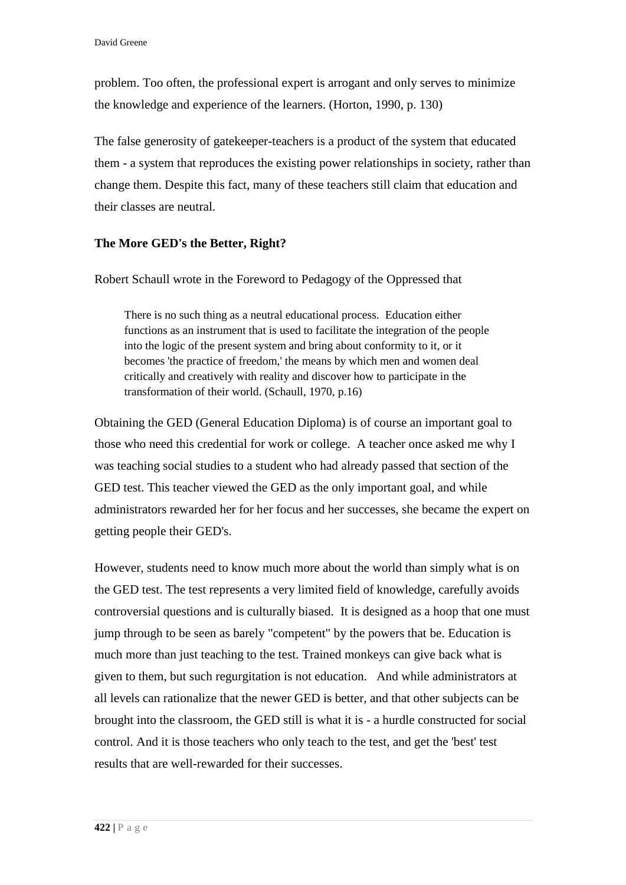problem. Too often, the professional expert is arrogant and only serves to minimize the knowledge and experience of the learners. (Horton, 1990, p. 130)

The false generosity of gatekeeper-teachers is a product of the system that educated them - a system that reproduces the existing power relationships in society, rather than change them. Despite this fact, many of these teachers still claim that education and their classes are neutral.

**The More GED's the Better, Right?**

Robert Schaull wrote in the Foreword to Pedagogy of the Oppressed that

> There is no such thing as a neutral educational process. Education either functions as an instrument that is used to facilitate the integration of the people into the logic of the present system and bring about conformity to it, or it becomes 'the practice of freedom,' the means by which men and women deal critically and creatively with reality and discover how to participate in the transformation of their world. (Schaull, 1970, p.16)

Obtaining the GED (General Education Diploma) is of course an important goal to those who need this credential for work or college. A teacher once asked me why I was teaching social studies to a student who had already passed that section of the GED test. This teacher viewed the GED as the only important goal, and while administrators rewarded her for her focus and her successes, she became the expert on getting people their GED's.

However, students need to know much more about the world than simply what is on the GED test. The test represents a very limited field of knowledge, carefully avoids controversial questions and is culturally biased. It is designed as a hoop that one must jump through to be seen as barely "competent" by the powers that be. Education is much more than just teaching to the test. Trained monkeys can give back what is given to them, but such regurgitation is not education. And while administrators at all levels can rationalize that the newer GED is better, and that other subjects can be brought into the classroom, the GED still is what it is - a hurdle constructed for social control. And it is those teachers who only teach to the test, and get the 'best' test results that are well-rewarded for their successes.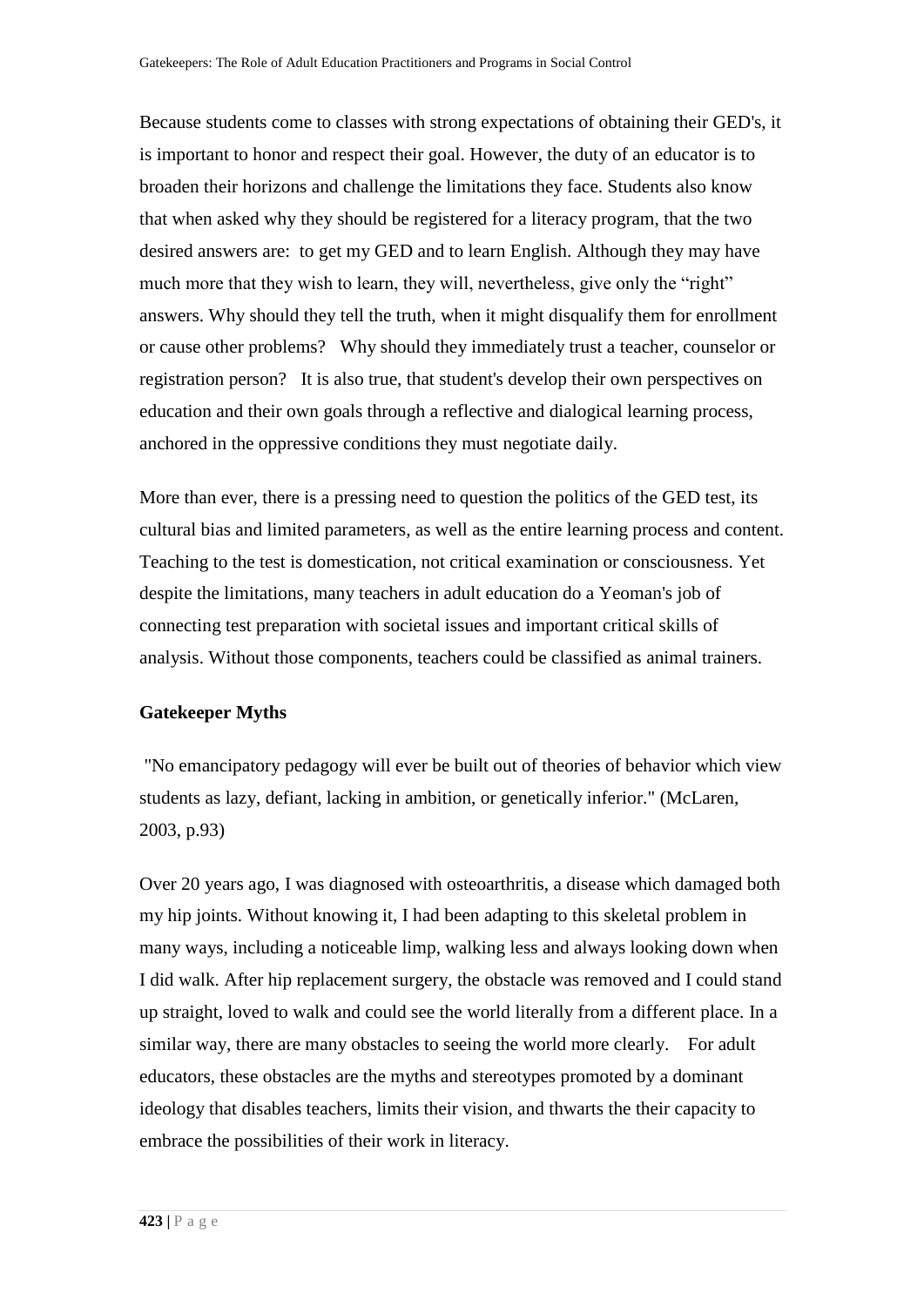Because students come to classes with strong expectations of obtaining their GED's, it is important to honor and respect their goal. However, the duty of an educator is to broaden their horizons and challenge the limitations they face. Students also know that when asked why they should be registered for a literacy program, that the two desired answers are: to get my GED and to learn English. Although they may have much more that they wish to learn, they will, nevertheless, give only the "right" answers. Why should they tell the truth, when it might disqualify them for enrollment or cause other problems? Why should they immediately trust a teacher, counselor or registration person? It is also true, that student's develop their own perspectives on education and their own goals through a reflective and dialogical learning process, anchored in the oppressive conditions they must negotiate daily.

More than ever, there is a pressing need to question the politics of the GED test, its cultural bias and limited parameters, as well as the entire learning process and content. Teaching to the test is domestication, not critical examination or consciousness. Yet despite the limitations, many teachers in adult education do a Yeoman's job of connecting test preparation with societal issues and important critical skills of analysis. Without those components, teachers could be classified as animal trainers.

## Gatekeeper Myths

"No emancipatory pedagogy will ever be built out of theories of behavior which view students as lazy, defiant, lacking in ambition, or genetically inferior." (McLaren, 2003, p.93)

Over 20 years ago, I was diagnosed with osteoarthritis, a disease which damaged both my hip joints. Without knowing it, I had been adapting to this skeletal problem in many ways, including a noticeable limp, walking less and always looking down when I did walk. After hip replacement surgery, the obstacle was removed and I could stand up straight, loved to walk and could see the world literally from a different place. In a similar way, there are many obstacles to seeing the world more clearly. For adult educators, these obstacles are the myths and stereotypes promoted by a dominant ideology that disables teachers, limits their vision, and thwarts the their capacity to embrace the possibilities of their work in literacy.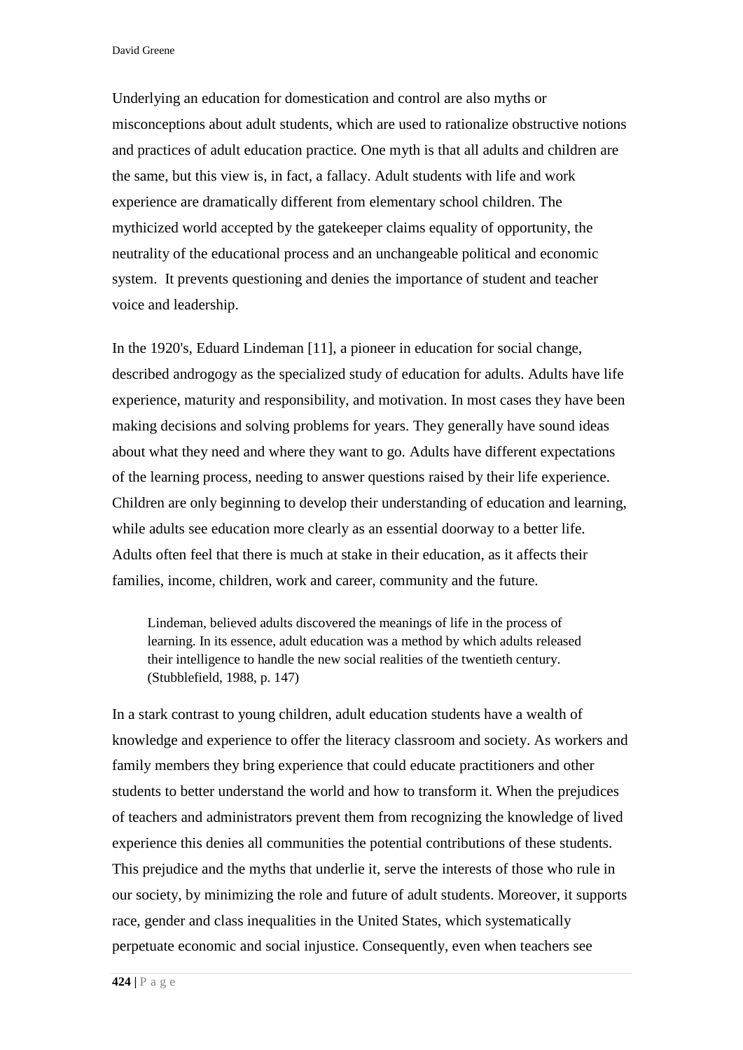Underlying an education for domestication and control are also myths or misconceptions about adult students, which are used to rationalize obstructive notions and practices of adult education practice. One myth is that all adults and children are the same, but this view is, in fact, a fallacy. Adult students with life and work experience are dramatically different from elementary school children. The mythicized world accepted by the gatekeeper claims equality of opportunity, the neutrality of the educational process and an unchangeable political and economic system. It prevents questioning and denies the importance of student and teacher voice and leadership.

In the 1920's, Eduard Lindeman [11], a pioneer in education for social change, described androgogy as the specialized study of education for adults. Adults have life experience, maturity and responsibility, and motivation. In most cases they have been making decisions and solving problems for years. They generally have sound ideas about what they need and where they want to go. Adults have different expectations of the learning process, needing to answer questions raised by their life experience. Children are only beginning to develop their understanding of education and learning, while adults see education more clearly as an essential doorway to a better life. Adults often feel that there is much at stake in their education, as it affects their families, income, children, work and career, community and the future.

> Lindeman, believed adults discovered the meanings of life in the process of learning. In its essence, adult education was a method by which adults released their intelligence to handle the new social realities of the twentieth century. (Stubblefield, 1988, p. 147)

In a stark contrast to young children, adult education students have a wealth of knowledge and experience to offer the literacy classroom and society. As workers and family members they bring experience that could educate practitioners and other students to better understand the world and how to transform it. When the prejudices of teachers and administrators prevent them from recognizing the knowledge of lived experience this denies all communities the potential contributions of these students. This prejudice and the myths that underlie it, serve the interests of those who rule in our society, by minimizing the role and future of adult students. Moreover, it supports race, gender and class inequalities in the United States, which systematically perpetuate economic and social injustice. Consequently, even when teachers see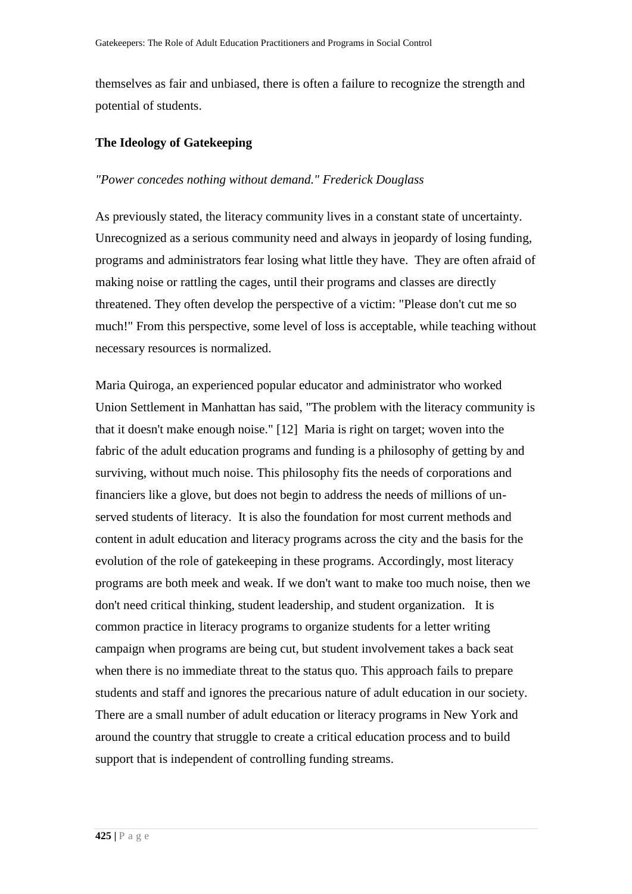themselves as fair and unbiased, there is often a failure to recognize the strength and potential of students.

**The Ideology of Gatekeeping**

*"Power concedes nothing without demand." Frederick Douglass*

As previously stated, the literacy community lives in a constant state of uncertainty. Unrecognized as a serious community need and always in jeopardy of losing funding, programs and administrators fear losing what little they have. They are often afraid of making noise or rattling the cages, until their programs and classes are directly threatened. They often develop the perspective of a victim: "Please don't cut me so much!" From this perspective, some level of loss is acceptable, while teaching without necessary resources is normalized.

Maria Quiroga, an experienced popular educator and administrator who worked Union Settlement in Manhattan has said, "The problem with the literacy community is that it doesn't make enough noise." [12] Maria is right on target; woven into the fabric of the adult education programs and funding is a philosophy of getting by and surviving, without much noise. This philosophy fits the needs of corporations and financiers like a glove, but does not begin to address the needs of millions of un-served students of literacy. It is also the foundation for most current methods and content in adult education and literacy programs across the city and the basis for the evolution of the role of gatekeeping in these programs. Accordingly, most literacy programs are both meek and weak. If we don't want to make too much noise, then we don't need critical thinking, student leadership, and student organization. It is common practice in literacy programs to organize students for a letter writing campaign when programs are being cut, but student involvement takes a back seat when there is no immediate threat to the status quo. This approach fails to prepare students and staff and ignores the precarious nature of adult education in our society. There are a small number of adult education or literacy programs in New York and around the country that struggle to create a critical education process and to build support that is independent of controlling funding streams.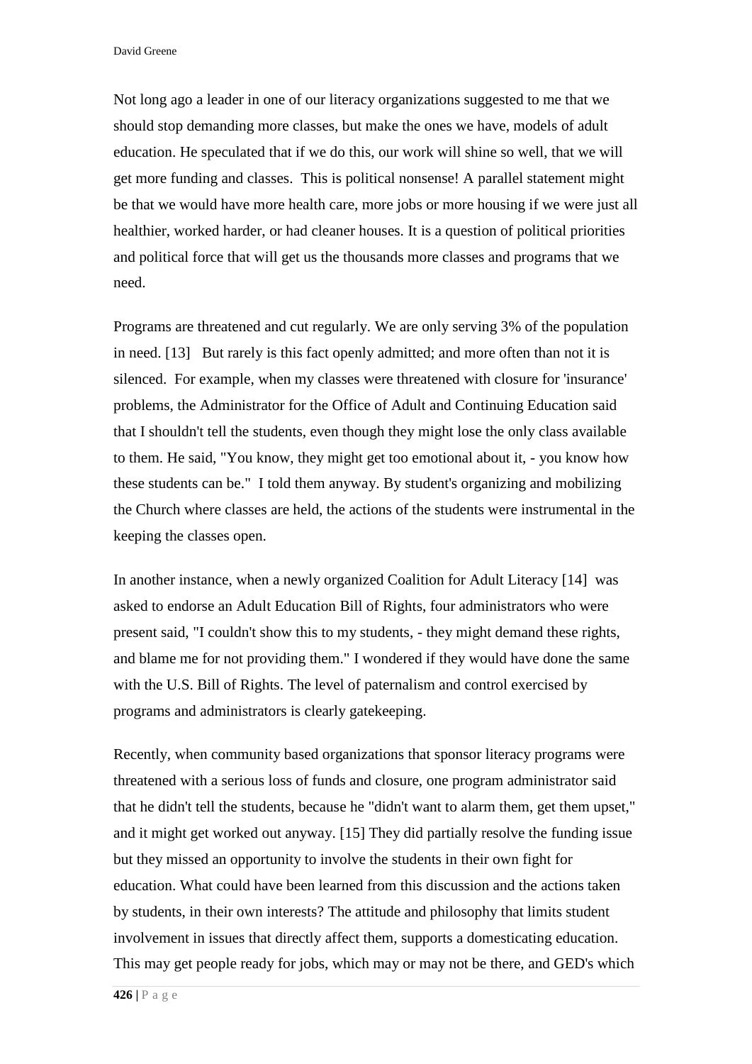Not long ago a leader in one of our literacy organizations suggested to me that we should stop demanding more classes, but make the ones we have, models of adult education. He speculated that if we do this, our work will shine so well, that we will get more funding and classes. This is political nonsense! A parallel statement might be that we would have more health care, more jobs or more housing if we were just all healthier, worked harder, or had cleaner houses. It is a question of political priorities and political force that will get us the thousands more classes and programs that we need.

Programs are threatened and cut regularly. We are only serving 3% of the population in need. [13] But rarely is this fact openly admitted; and more often than not it is silenced. For example, when my classes were threatened with closure for 'insurance' problems, the Administrator for the Office of Adult and Continuing Education said that I shouldn't tell the students, even though they might lose the only class available to them. He said, "You know, they might get too emotional about it, - you know how these students can be." I told them anyway. By student's organizing and mobilizing the Church where classes are held, the actions of the students were instrumental in the keeping the classes open.

In another instance, when a newly organized Coalition for Adult Literacy [14] was asked to endorse an Adult Education Bill of Rights, four administrators who were present said, "I couldn't show this to my students, - they might demand these rights, and blame me for not providing them." I wondered if they would have done the same with the U.S. Bill of Rights. The level of paternalism and control exercised by programs and administrators is clearly gatekeeping.

Recently, when community based organizations that sponsor literacy programs were threatened with a serious loss of funds and closure, one program administrator said that he didn't tell the students, because he "didn't want to alarm them, get them upset," and it might get worked out anyway. [15] They did partially resolve the funding issue but they missed an opportunity to involve the students in their own fight for education. What could have been learned from this discussion and the actions taken by students, in their own interests? The attitude and philosophy that limits student involvement in issues that directly affect them, supports a domesticating education. This may get people ready for jobs, which may or may not be there, and GED's which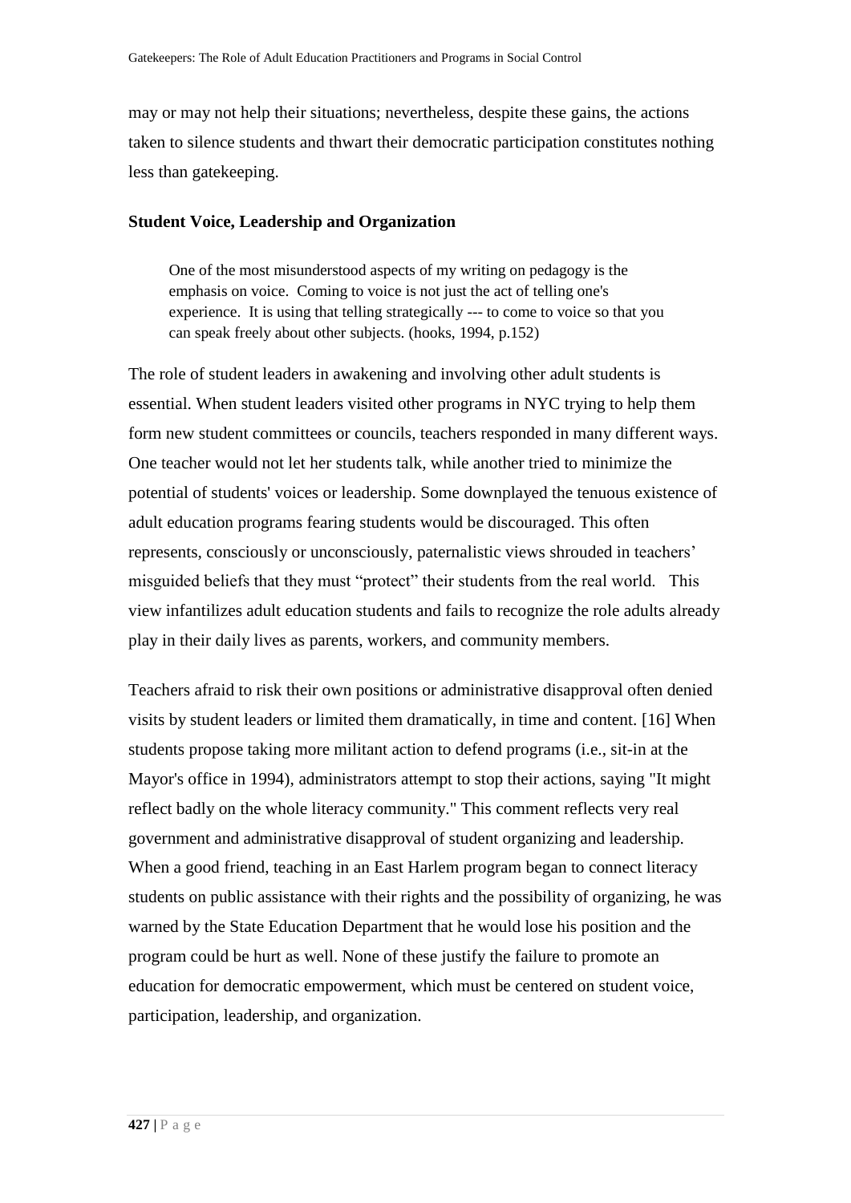may or may not help their situations; nevertheless, despite these gains, the actions taken to silence students and thwart their democratic participation constitutes nothing less than gatekeeping.

### Student Voice, Leadership and Organization

> One of the most misunderstood aspects of my writing on pedagogy is the emphasis on voice. Coming to voice is not just the act of telling one's experience. It is using that telling strategically --- to come to voice so that you can speak freely about other subjects. (hooks, 1994, p.152)

The role of student leaders in awakening and involving other adult students is essential. When student leaders visited other programs in NYC trying to help them form new student committees or councils, teachers responded in many different ways. One teacher would not let her students talk, while another tried to minimize the potential of students' voices or leadership. Some downplayed the tenuous existence of adult education programs fearing students would be discouraged. This often represents, consciously or unconsciously, paternalistic views shrouded in teachers' misguided beliefs that they must "protect" their students from the real world. This view infantilizes adult education students and fails to recognize the role adults already play in their daily lives as parents, workers, and community members.

Teachers afraid to risk their own positions or administrative disapproval often denied visits by student leaders or limited them dramatically, in time and content. [16] When students propose taking more militant action to defend programs (i.e., sit-in at the Mayor's office in 1994), administrators attempt to stop their actions, saying "It might reflect badly on the whole literacy community." This comment reflects very real government and administrative disapproval of student organizing and leadership. When a good friend, teaching in an East Harlem program began to connect literacy students on public assistance with their rights and the possibility of organizing, he was warned by the State Education Department that he would lose his position and the program could be hurt as well. None of these justify the failure to promote an education for democratic empowerment, which must be centered on student voice, participation, leadership, and organization.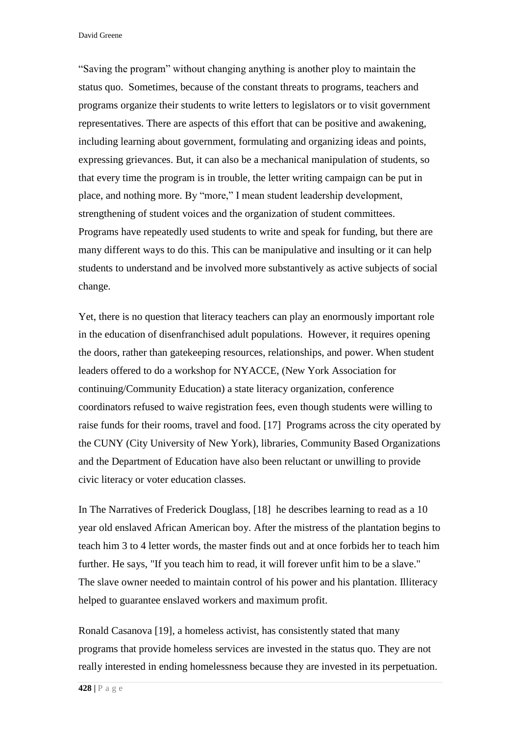"Saving the program" without changing anything is another ploy to maintain the status quo. Sometimes, because of the constant threats to programs, teachers and programs organize their students to write letters to legislators or to visit government representatives. There are aspects of this effort that can be positive and awakening, including learning about government, formulating and organizing ideas and points, expressing grievances. But, it can also be a mechanical manipulation of students, so that every time the program is in trouble, the letter writing campaign can be put in place, and nothing more. By "more," I mean student leadership development, strengthening of student voices and the organization of student committees. Programs have repeatedly used students to write and speak for funding, but there are many different ways to do this. This can be manipulative and insulting or it can help students to understand and be involved more substantively as active subjects of social change.

Yet, there is no question that literacy teachers can play an enormously important role in the education of disenfranchised adult populations. However, it requires opening the doors, rather than gatekeeping resources, relationships, and power. When student leaders offered to do a workshop for NYACCE, (New York Association for continuing/Community Education) a state literacy organization, conference coordinators refused to waive registration fees, even though students were willing to raise funds for their rooms, travel and food. [17] Programs across the city operated by the CUNY (City University of New York), libraries, Community Based Organizations and the Department of Education have also been reluctant or unwilling to provide civic literacy or voter education classes.

In The Narratives of Frederick Douglass, [18] he describes learning to read as a 10 year old enslaved African American boy. After the mistress of the plantation begins to teach him 3 to 4 letter words, the master finds out and at once forbids her to teach him further. He says, "If you teach him to read, it will forever unfit him to be a slave." The slave owner needed to maintain control of his power and his plantation. Illiteracy helped to guarantee enslaved workers and maximum profit.

Ronald Casanova [19], a homeless activist, has consistently stated that many programs that provide homeless services are invested in the status quo. They are not really interested in ending homelessness because they are invested in its perpetuation.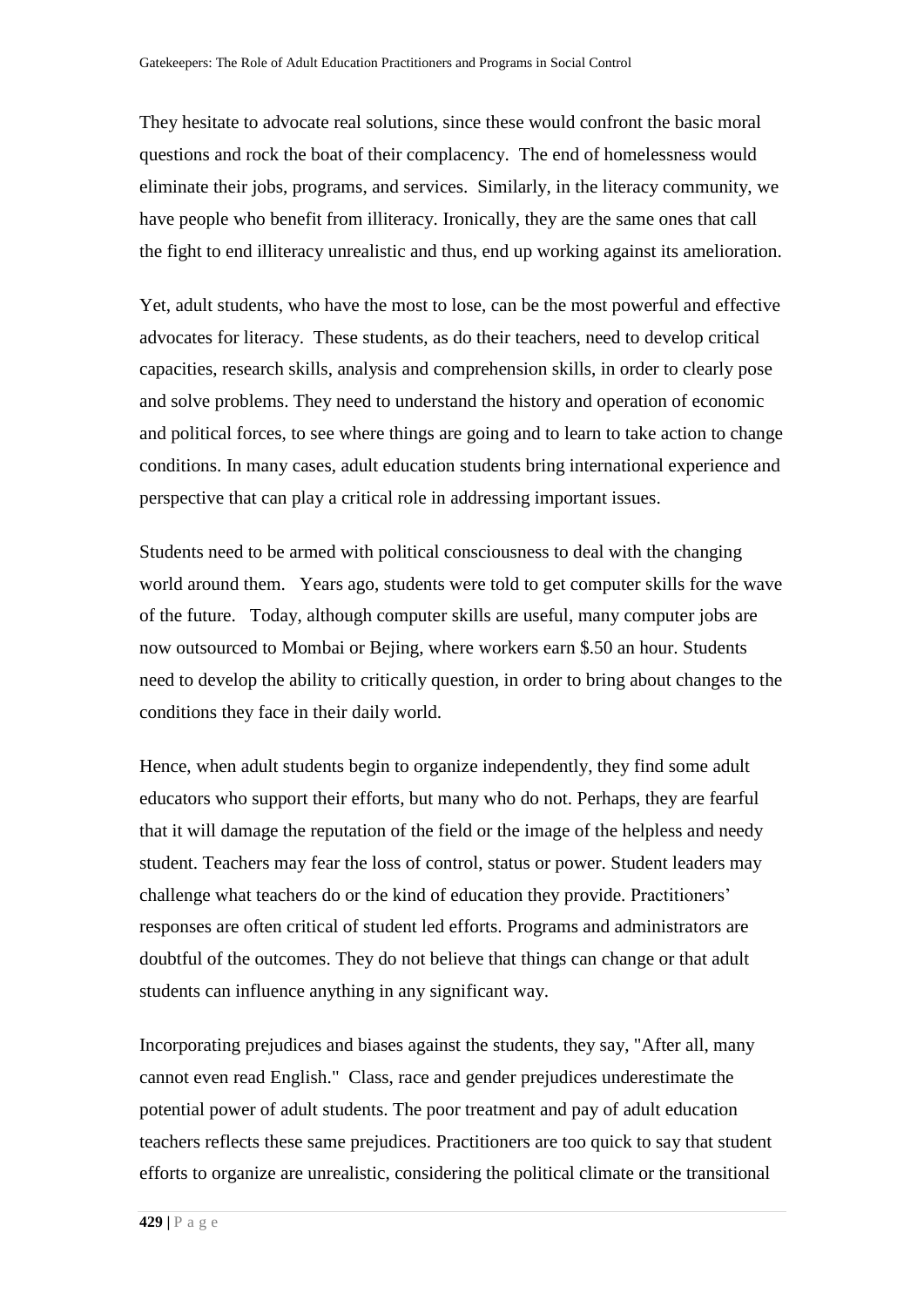They hesitate to advocate real solutions, since these would confront the basic moral questions and rock the boat of their complacency. The end of homelessness would eliminate their jobs, programs, and services. Similarly, in the literacy community, we have people who benefit from illiteracy. Ironically, they are the same ones that call the fight to end illiteracy unrealistic and thus, end up working against its amelioration.

Yet, adult students, who have the most to lose, can be the most powerful and effective advocates for literacy. These students, as do their teachers, need to develop critical capacities, research skills, analysis and comprehension skills, in order to clearly pose and solve problems. They need to understand the history and operation of economic and political forces, to see where things are going and to learn to take action to change conditions. In many cases, adult education students bring international experience and perspective that can play a critical role in addressing important issues.

Students need to be armed with political consciousness to deal with the changing world around them. Years ago, students were told to get computer skills for the wave of the future. Today, although computer skills are useful, many computer jobs are now outsourced to Mombai or Bejing, where workers earn $.50 an hour. Students need to develop the ability to critically question, in order to bring about changes to the conditions they face in their daily world.

Hence, when adult students begin to organize independently, they find some adult educators who support their efforts, but many who do not. Perhaps, they are fearful that it will damage the reputation of the field or the image of the helpless and needy student. Teachers may fear the loss of control, status or power. Student leaders may challenge what teachers do or the kind of education they provide. Practitioners' responses are often critical of student led efforts. Programs and administrators are doubtful of the outcomes. They do not believe that things can change or that adult students can influence anything in any significant way.

Incorporating prejudices and biases against the students, they say, "After all, many cannot even read English." Class, race and gender prejudices underestimate the potential power of adult students. The poor treatment and pay of adult education teachers reflects these same prejudices. Practitioners are too quick to say that student efforts to organize are unrealistic, considering the political climate or the transitional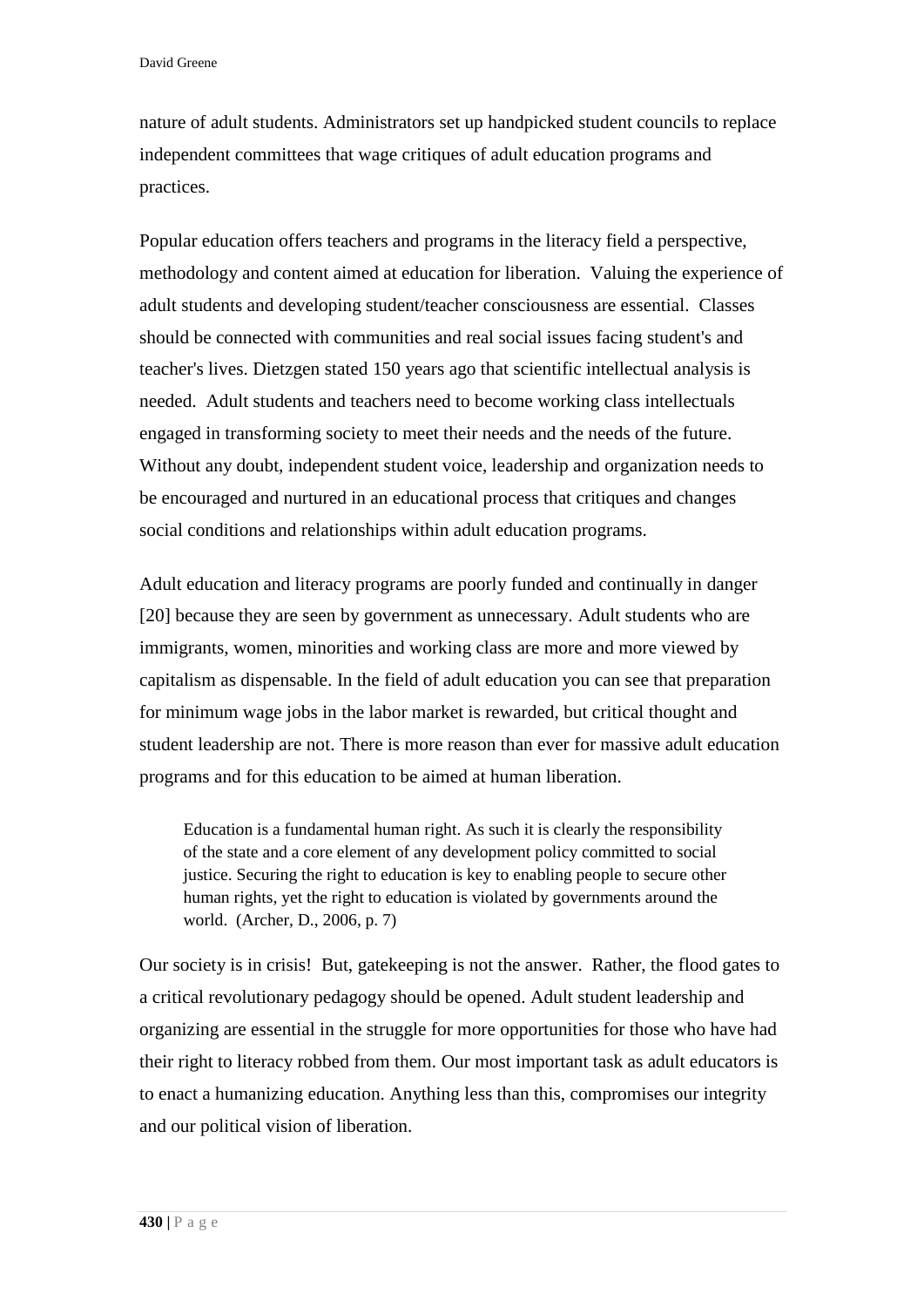nature of adult students. Administrators set up handpicked student councils to replace independent committees that wage critiques of adult education programs and practices.

Popular education offers teachers and programs in the literacy field a perspective, methodology and content aimed at education for liberation. Valuing the experience of adult students and developing student/teacher consciousness are essential. Classes should be connected with communities and real social issues facing student's and teacher's lives. Dietzgen stated 150 years ago that scientific intellectual analysis is needed. Adult students and teachers need to become working class intellectuals engaged in transforming society to meet their needs and the needs of the future. Without any doubt, independent student voice, leadership and organization needs to be encouraged and nurtured in an educational process that critiques and changes social conditions and relationships within adult education programs.

Adult education and literacy programs are poorly funded and continually in danger [20] because they are seen by government as unnecessary. Adult students who are immigrants, women, minorities and working class are more and more viewed by capitalism as dispensable. In the field of adult education you can see that preparation for minimum wage jobs in the labor market is rewarded, but critical thought and student leadership are not. There is more reason than ever for massive adult education programs and for this education to be aimed at human liberation.

> Education is a fundamental human right. As such it is clearly the responsibility of the state and a core element of any development policy committed to social justice. Securing the right to education is key to enabling people to secure other human rights, yet the right to education is violated by governments around the world. (Archer, D., 2006, p. 7)

Our society is in crisis! But, gatekeeping is not the answer. Rather, the flood gates to a critical revolutionary pedagogy should be opened. Adult student leadership and organizing are essential in the struggle for more opportunities for those who have had their right to literacy robbed from them. Our most important task as adult educators is to enact a humanizing education. Anything less than this, compromises our integrity and our political vision of liberation.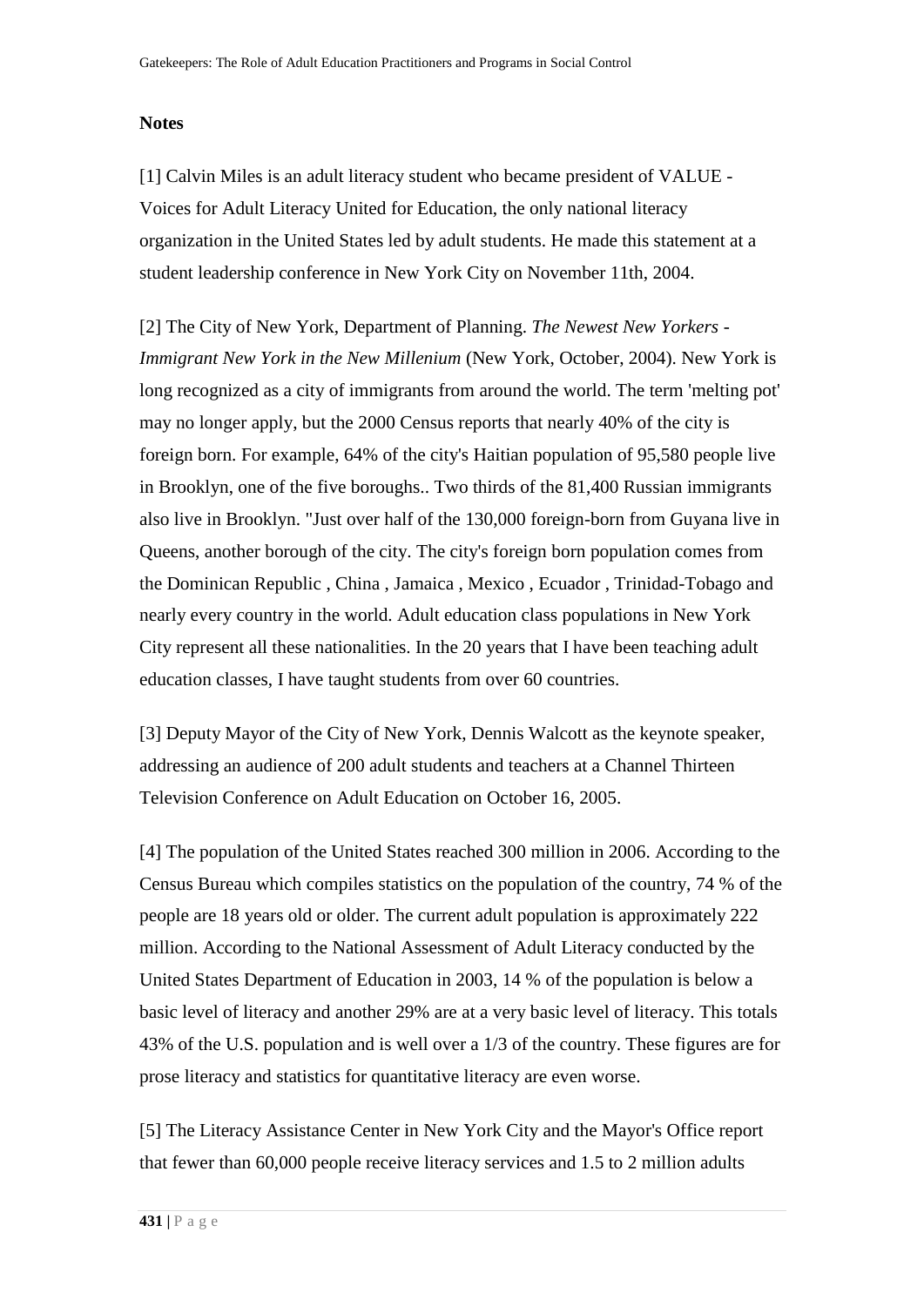**Notes**

[1] Calvin Miles is an adult literacy student who became president of VALUE - Voices for Adult Literacy United for Education, the only national literacy organization in the United States led by adult students. He made this statement at a student leadership conference in New York City on November 11th, 2004.

[2] The City of New York, Department of Planning. *The Newest New Yorkers - Immigrant New York in the New Millenium* (New York, October, 2004). New York is long recognized as a city of immigrants from around the world. The term 'melting pot' may no longer apply, but the 2000 Census reports that nearly 40% of the city is foreign born. For example, 64% of the city's Haitian population of 95,580 people live in Brooklyn, one of the five boroughs.. Two thirds of the 81,400 Russian immigrants also live in Brooklyn. "Just over half of the 130,000 foreign-born from Guyana live in Queens, another borough of the city. The city's foreign born population comes from the Dominican Republic , China , Jamaica , Mexico , Ecuador , Trinidad-Tobago and nearly every country in the world. Adult education class populations in New York City represent all these nationalities. In the 20 years that I have been teaching adult education classes, I have taught students from over 60 countries.

[3] Deputy Mayor of the City of New York, Dennis Walcott as the keynote speaker, addressing an audience of 200 adult students and teachers at a Channel Thirteen Television Conference on Adult Education on October 16, 2005.

[4] The population of the United States reached 300 million in 2006. According to the Census Bureau which compiles statistics on the population of the country, 74 % of the people are 18 years old or older. The current adult population is approximately 222 million. According to the National Assessment of Adult Literacy conducted by the United States Department of Education in 2003, 14 % of the population is below a basic level of literacy and another 29% are at a very basic level of literacy. This totals 43% of the U.S. population and is well over a 1/3 of the country. These figures are for prose literacy and statistics for quantitative literacy are even worse.

[5] The Literacy Assistance Center in New York City and the Mayor's Office report that fewer than 60,000 people receive literacy services and 1.5 to 2 million adults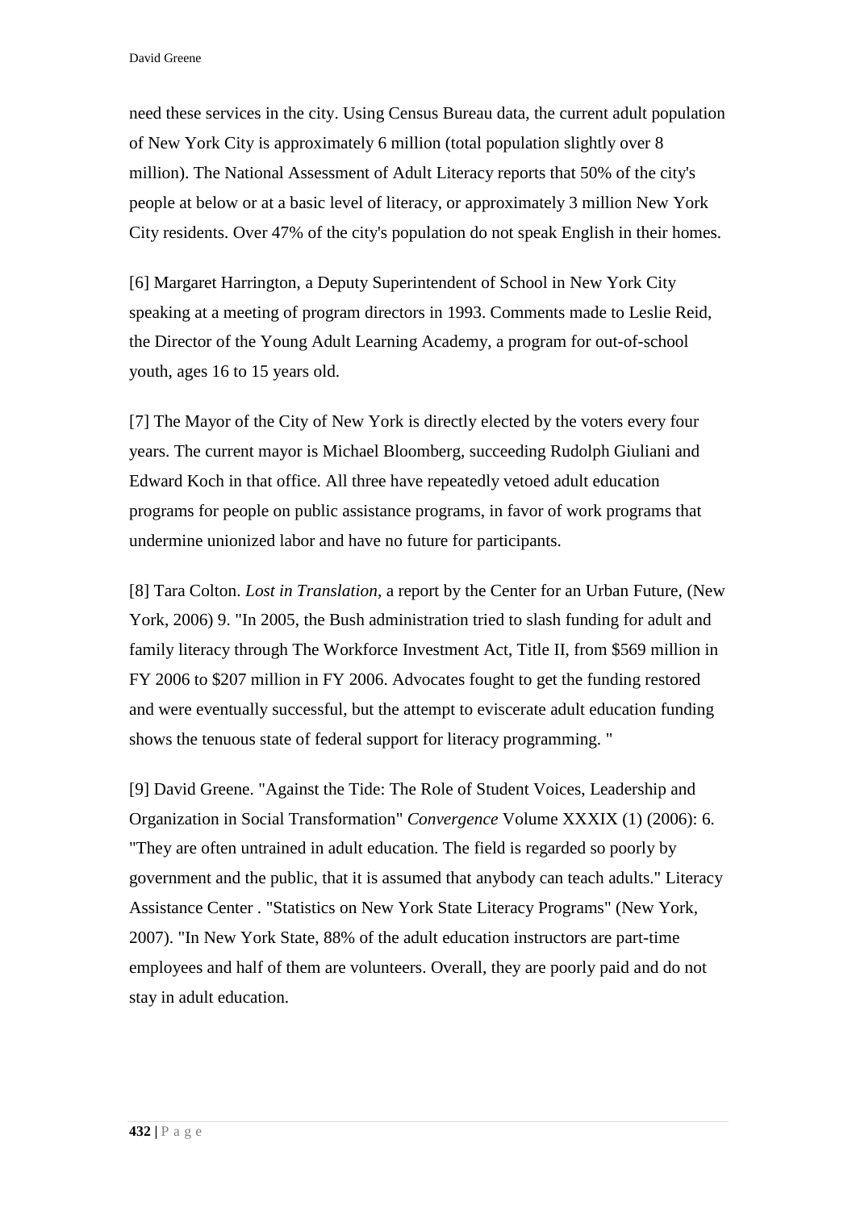need these services in the city. Using Census Bureau data, the current adult population of New York City is approximately 6 million (total population slightly over 8 million). The National Assessment of Adult Literacy reports that 50% of the city's people at below or at a basic level of literacy, or approximately 3 million New York City residents. Over 47% of the city's population do not speak English in their homes.

[6] Margaret Harrington, a Deputy Superintendent of School in New York City speaking at a meeting of program directors in 1993. Comments made to Leslie Reid, the Director of the Young Adult Learning Academy, a program for out-of-school youth, ages 16 to 15 years old.

[7] The Mayor of the City of New York is directly elected by the voters every four years. The current mayor is Michael Bloomberg, succeeding Rudolph Giuliani and Edward Koch in that office. All three have repeatedly vetoed adult education programs for people on public assistance programs, in favor of work programs that undermine unionized labor and have no future for participants.

[8] Tara Colton. *Lost in Translation*, a report by the Center for an Urban Future, (New York, 2006) 9. "In 2005, the Bush administration tried to slash funding for adult and family literacy through The Workforce Investment Act, Title II, from $569 million in FY 2006 to $207 million in FY 2006. Advocates fought to get the funding restored and were eventually successful, but the attempt to eviscerate adult education funding shows the tenuous state of federal support for literacy programming. "

[9] David Greene. "Against the Tide: The Role of Student Voices, Leadership and Organization in Social Transformation" *Convergence* Volume XXXIX (1) (2006): 6. "They are often untrained in adult education. The field is regarded so poorly by government and the public, that it is assumed that anybody can teach adults." Literacy Assistance Center . "Statistics on New York State Literacy Programs" (New York, 2007). "In New York State, 88% of the adult education instructors are part-time employees and half of them are volunteers. Overall, they are poorly paid and do not stay in adult education.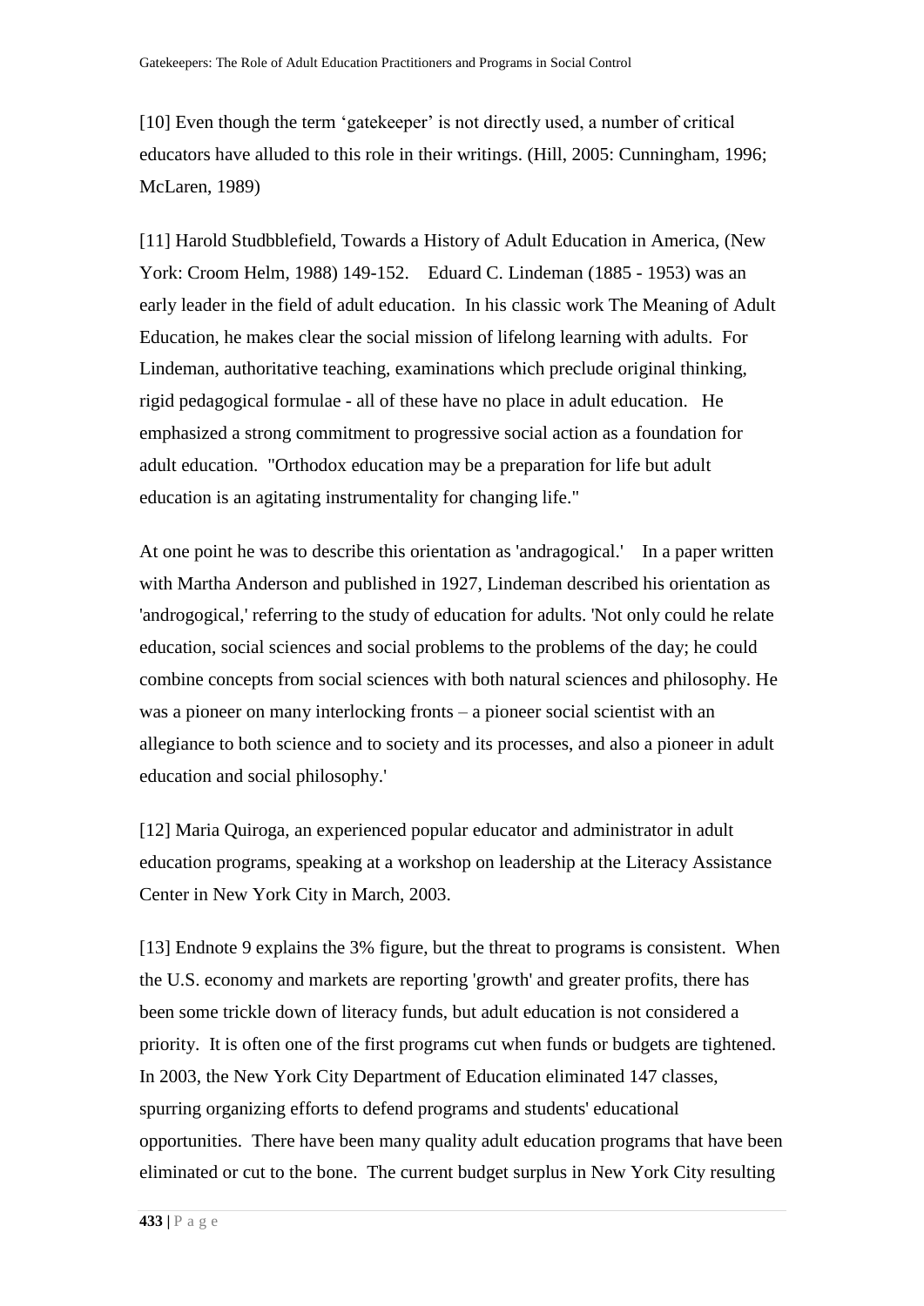[10] Even though the term 'gatekeeper' is not directly used, a number of critical educators have alluded to this role in their writings. (Hill, 2005: Cunningham, 1996; McLaren, 1989)

[11] Harold Studbblefield, Towards a History of Adult Education in America, (New York: Croom Helm, 1988) 149-152. Eduard C. Lindeman (1885 - 1953) was an early leader in the field of adult education. In his classic work The Meaning of Adult Education, he makes clear the social mission of lifelong learning with adults. For Lindeman, authoritative teaching, examinations which preclude original thinking, rigid pedagogical formulae - all of these have no place in adult education. He emphasized a strong commitment to progressive social action as a foundation for adult education. "Orthodox education may be a preparation for life but adult education is an agitating instrumentality for changing life."

At one point he was to describe this orientation as 'andragogical.' In a paper written with Martha Anderson and published in 1927, Lindeman described his orientation as 'androgogical,' referring to the study of education for adults. 'Not only could he relate education, social sciences and social problems to the problems of the day; he could combine concepts from social sciences with both natural sciences and philosophy. He was a pioneer on many interlocking fronts – a pioneer social scientist with an allegiance to both science and to society and its processes, and also a pioneer in adult education and social philosophy.'

[12] Maria Quiroga, an experienced popular educator and administrator in adult education programs, speaking at a workshop on leadership at the Literacy Assistance Center in New York City in March, 2003.

[13] Endnote 9 explains the 3% figure, but the threat to programs is consistent. When the U.S. economy and markets are reporting 'growth' and greater profits, there has been some trickle down of literacy funds, but adult education is not considered a priority. It is often one of the first programs cut when funds or budgets are tightened. In 2003, the New York City Department of Education eliminated 147 classes, spurring organizing efforts to defend programs and students' educational opportunities. There have been many quality adult education programs that have been eliminated or cut to the bone. The current budget surplus in New York City resulting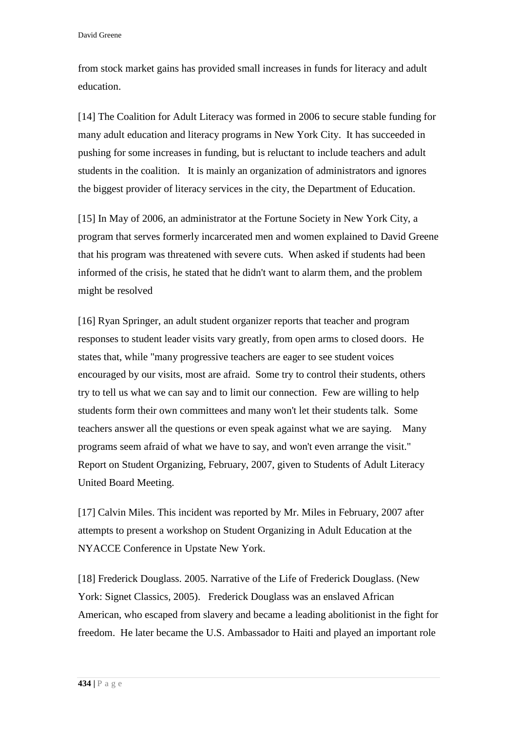from stock market gains has provided small increases in funds for literacy and adult education.

[14] The Coalition for Adult Literacy was formed in 2006 to secure stable funding for many adult education and literacy programs in New York City. It has succeeded in pushing for some increases in funding, but is reluctant to include teachers and adult students in the coalition. It is mainly an organization of administrators and ignores the biggest provider of literacy services in the city, the Department of Education.

[15] In May of 2006, an administrator at the Fortune Society in New York City, a program that serves formerly incarcerated men and women explained to David Greene that his program was threatened with severe cuts. When asked if students had been informed of the crisis, he stated that he didn't want to alarm them, and the problem might be resolved

[16] Ryan Springer, an adult student organizer reports that teacher and program responses to student leader visits vary greatly, from open arms to closed doors. He states that, while "many progressive teachers are eager to see student voices encouraged by our visits, most are afraid. Some try to control their students, others try to tell us what we can say and to limit our connection. Few are willing to help students form their own committees and many won't let their students talk. Some teachers answer all the questions or even speak against what we are saying. Many programs seem afraid of what we have to say, and won't even arrange the visit." Report on Student Organizing, February, 2007, given to Students of Adult Literacy United Board Meeting.

[17] Calvin Miles. This incident was reported by Mr. Miles in February, 2007 after attempts to present a workshop on Student Organizing in Adult Education at the NYACCE Conference in Upstate New York.

[18] Frederick Douglass. 2005. Narrative of the Life of Frederick Douglass. (New York: Signet Classics, 2005). Frederick Douglass was an enslaved African American, who escaped from slavery and became a leading abolitionist in the fight for freedom. He later became the U.S. Ambassador to Haiti and played an important role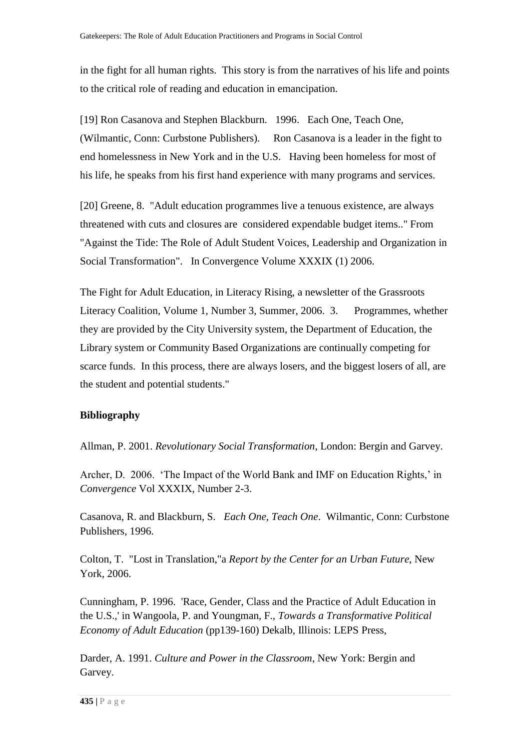in the fight for all human rights. This story is from the narratives of his life and points to the critical role of reading and education in emancipation.

[19] Ron Casanova and Stephen Blackburn. 1996. Each One, Teach One, (Wilmantic, Conn: Curbstone Publishers). Ron Casanova is a leader in the fight to end homelessness in New York and in the U.S. Having been homeless for most of his life, he speaks from his first hand experience with many programs and services.

[20] Greene, 8. "Adult education programmes live a tenuous existence, are always threatened with cuts and closures are considered expendable budget items.." From "Against the Tide: The Role of Adult Student Voices, Leadership and Organization in Social Transformation". In Convergence Volume XXXIX (1) 2006.

The Fight for Adult Education, in Literacy Rising, a newsletter of the Grassroots Literacy Coalition, Volume 1, Number 3, Summer, 2006. 3. Programmes, whether they are provided by the City University system, the Department of Education, the Library system or Community Based Organizations are continually competing for scarce funds. In this process, there are always losers, and the biggest losers of all, are the student and potential students."

**Bibliography**

Allman, P. 2001. *Revolutionary Social Transformation*, London: Bergin and Garvey.

Archer, D. 2006. 'The Impact of the World Bank and IMF on Education Rights,' in *Convergence* Vol XXXIX, Number 2-3.

Casanova, R. and Blackburn, S. *Each One, Teach One*. Wilmantic, Conn: Curbstone Publishers, 1996.

Colton, T. "Lost in Translation,"a *Report by the Center for an Urban Future*, New York, 2006.

Cunningham, P. 1996. 'Race, Gender, Class and the Practice of Adult Education in the U.S.,' in Wangoola, P. and Youngman, F., *Towards a Transformative Political Economy of Adult Education* (pp139-160) Dekalb, Illinois: LEPS Press,

Darder, A. 1991. *Culture and Power in the Classroom*, New York: Bergin and Garvey.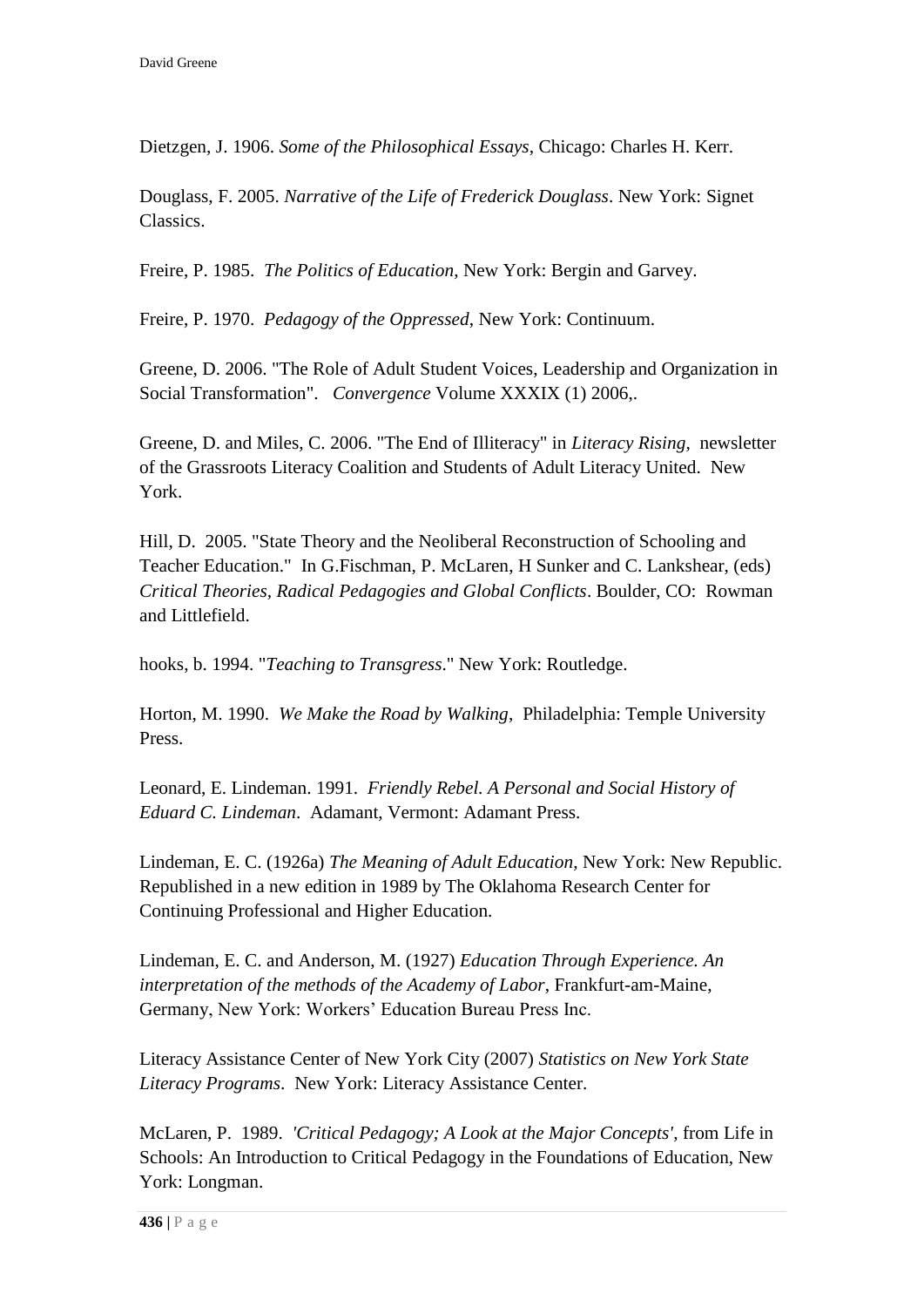Dietzgen, J. 1906. *Some of the Philosophical Essays*, Chicago: Charles H. Kerr.

Douglass, F. 2005. *Narrative of the Life of Frederick Douglass*. New York: Signet Classics.

Freire, P. 1985. *The Politics of Education*, New York: Bergin and Garvey.

Freire, P. 1970. *Pedagogy of the Oppressed*, New York: Continuum.

Greene, D. 2006. "The Role of Adult Student Voices, Leadership and Organization in Social Transformation". *Convergence* Volume XXXIX (1) 2006,.

Greene, D. and Miles, C. 2006. "The End of Illiteracy" in *Literacy Rising*, newsletter of the Grassroots Literacy Coalition and Students of Adult Literacy United. New York.

Hill, D. 2005. "State Theory and the Neoliberal Reconstruction of Schooling and Teacher Education." In G.Fischman, P. McLaren, H Sunker and C. Lankshear, (eds) *Critical Theories, Radical Pedagogies and Global Conflicts*. Boulder, CO: Rowman and Littlefield.

hooks, b. 1994. "*Teaching to Transgress*." New York: Routledge.

Horton, M. 1990. *We Make the Road by Walking*, Philadelphia: Temple University Press.

Leonard, E. Lindeman. 1991. *Friendly Rebel. A Personal and Social History of Eduard C. Lindeman*. Adamant, Vermont: Adamant Press.

Lindeman, E. C. (1926a) *The Meaning of Adult Education*, New York: New Republic. Republished in a new edition in 1989 by The Oklahoma Research Center for Continuing Professional and Higher Education.

Lindeman, E. C. and Anderson, M. (1927) *Education Through Experience. An interpretation of the methods of the Academy of Labor*, Frankfurt-am-Maine, Germany, New York: Workers' Education Bureau Press Inc.

Literacy Assistance Center of New York City (2007) *Statistics on New York State Literacy Programs*. New York: Literacy Assistance Center.

McLaren, P. 1989. *'Critical Pedagogy; A Look at the Major Concepts'*, from Life in Schools: An Introduction to Critical Pedagogy in the Foundations of Education, New York: Longman.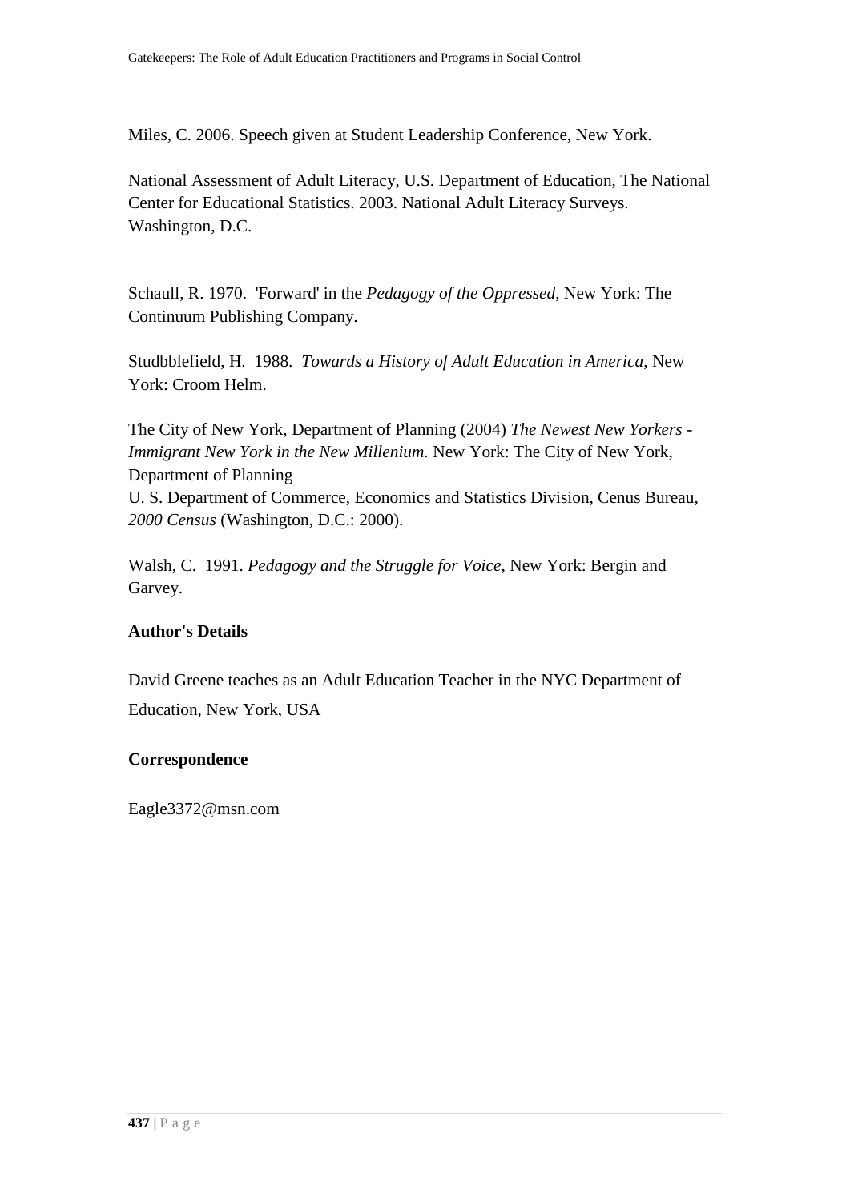Miles, C. 2006. Speech given at Student Leadership Conference, New York.

National Assessment of Adult Literacy, U.S. Department of Education, The National Center for Educational Statistics. 2003. National Adult Literacy Surveys. Washington, D.C.

Schaull, R. 1970. 'Forward' in the *Pedagogy of the Oppressed*, New York: The Continuum Publishing Company.

Studbblefield, H. 1988. *Towards a History of Adult Education in America*, New York: Croom Helm.

The City of New York, Department of Planning (2004) *The Newest New Yorkers - Immigrant New York in the New Millenium.* New York: The City of New York, Department of Planning
U. S. Department of Commerce, Economics and Statistics Division, Cenus Bureau, *2000 Census* (Washington, D.C.: 2000).

Walsh, C. 1991. *Pedagogy and the Struggle for Voice*, New York: Bergin and Garvey.

**Author's Details**

David Greene teaches as an Adult Education Teacher in the NYC Department of Education, New York, USA

**Correspondence**

Eagle3372@msn.com